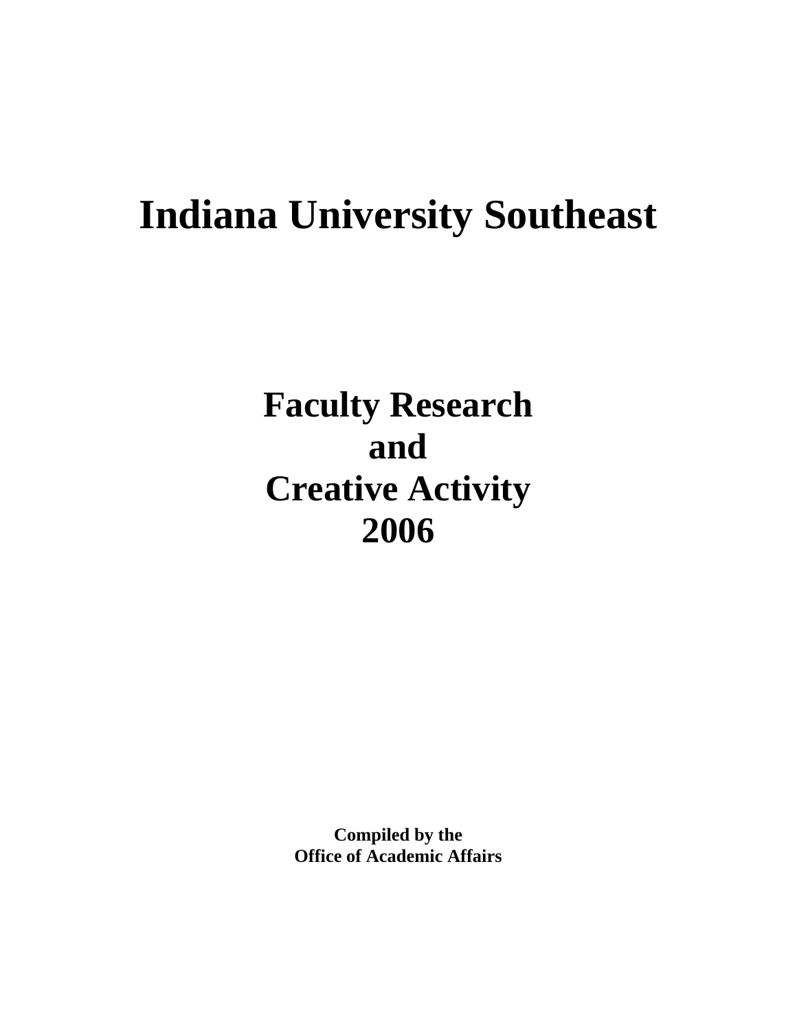# Indiana University Southeast

## Faculty Research and Creative Activity 2006

**Compiled by the Office of Academic Affairs**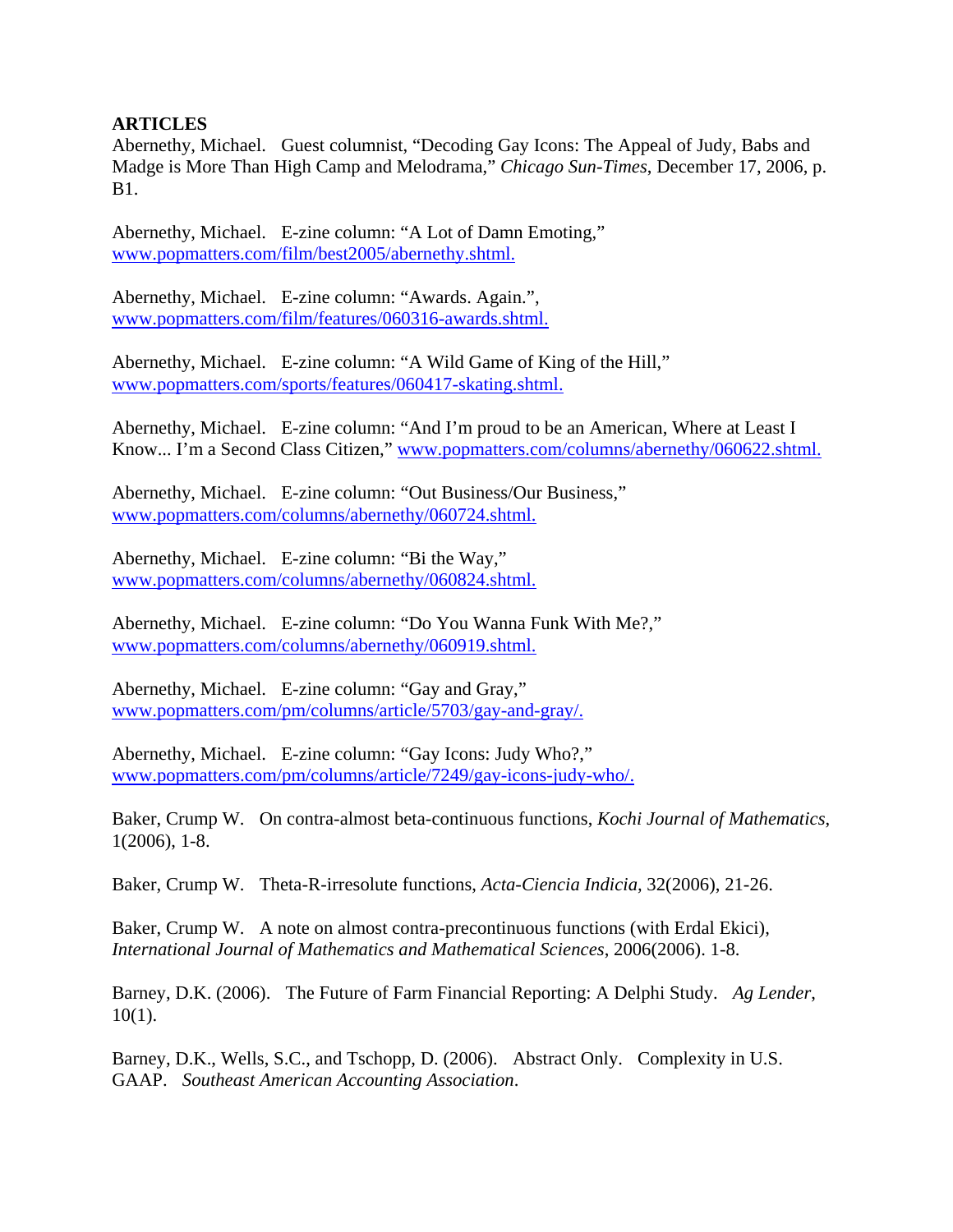**ARTICLES**

Abernethy, Michael. Guest columnist, "Decoding Gay Icons: The Appeal of Judy, Babs and Madge is More Than High Camp and Melodrama," *Chicago Sun-Times*, December 17, 2006, p. B1.

Abernethy, Michael. E-zine column: "A Lot of Damn Emoting," www.popmatters.com/film/best2005/abernethy.shtml.

Abernethy, Michael. E-zine column: "Awards. Again.", www.popmatters.com/film/features/060316-awards.shtml.

Abernethy, Michael. E-zine column: "A Wild Game of King of the Hill," www.popmatters.com/sports/features/060417-skating.shtml.

Abernethy, Michael. E-zine column: "And I'm proud to be an American, Where at Least I Know... I'm a Second Class Citizen," www.popmatters.com/columns/abernethy/060622.shtml.

Abernethy, Michael. E-zine column: "Out Business/Our Business," www.popmatters.com/columns/abernethy/060724.shtml.

Abernethy, Michael. E-zine column: "Bi the Way," www.popmatters.com/columns/abernethy/060824.shtml.

Abernethy, Michael. E-zine column: "Do You Wanna Funk With Me?," www.popmatters.com/columns/abernethy/060919.shtml.

Abernethy, Michael. E-zine column: "Gay and Gray," www.popmatters.com/pm/columns/article/5703/gay-and-gray/.

Abernethy, Michael. E-zine column: "Gay Icons: Judy Who?," www.popmatters.com/pm/columns/article/7249/gay-icons-judy-who/.

Baker, Crump W. On contra-almost beta-continuous functions, *Kochi Journal of Mathematics*, 1(2006), 1-8.

Baker, Crump W. Theta-R-irresolute functions, *Acta-Ciencia Indicia*, 32(2006), 21-26.

Baker, Crump W. A note on almost contra-precontinuous functions (with Erdal Ekici), *International Journal of Mathematics and Mathematical Sciences*, 2006(2006). 1-8.

Barney, D.K. (2006). The Future of Farm Financial Reporting: A Delphi Study. *Ag Lender*, 10(1).

Barney, D.K., Wells, S.C., and Tschopp, D. (2006). Abstract Only. Complexity in U.S. GAAP. *Southeast American Accounting Association*.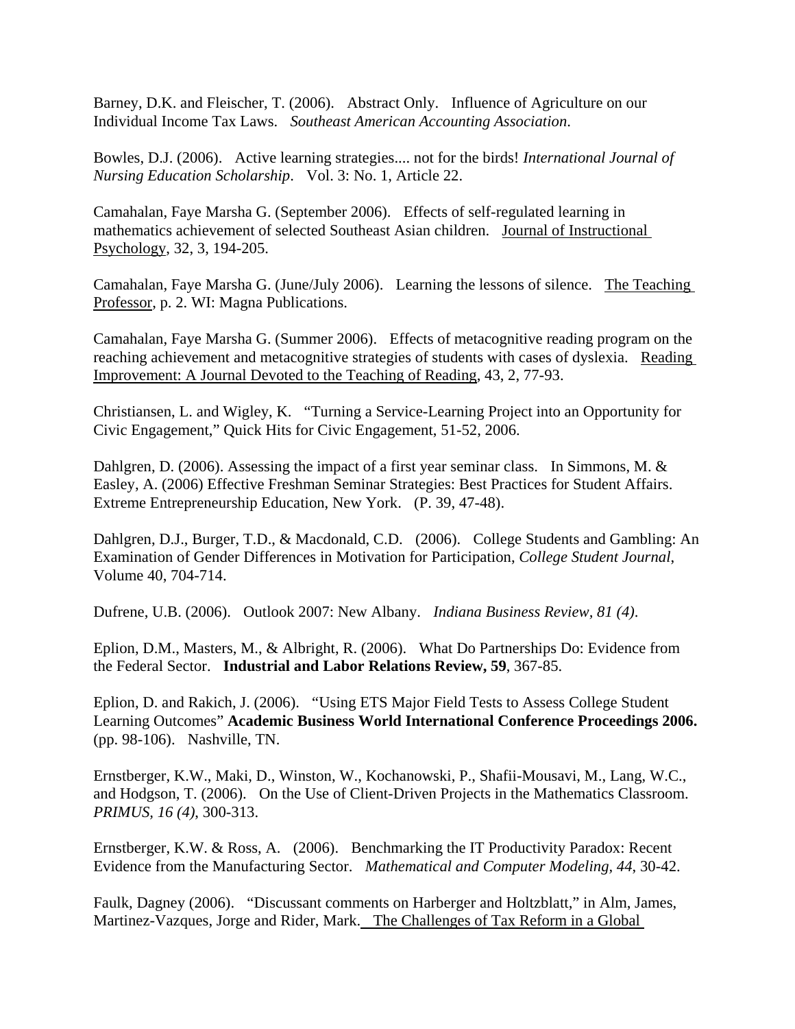Barney, D.K. and Fleischer, T. (2006). Abstract Only. Influence of Agriculture on our Individual Income Tax Laws. *Southeast American Accounting Association*.

Bowles, D.J. (2006). Active learning strategies.... not for the birds! *International Journal of Nursing Education Scholarship*. Vol. 3: No. 1, Article 22.

Camahalan, Faye Marsha G. (September 2006). Effects of self-regulated learning in mathematics achievement of selected Southeast Asian children. Journal of Instructional Psychology, 32, 3, 194-205.

Camahalan, Faye Marsha G. (June/July 2006). Learning the lessons of silence. The Teaching Professor, p. 2. WI: Magna Publications.

Camahalan, Faye Marsha G. (Summer 2006). Effects of metacognitive reading program on the reaching achievement and metacognitive strategies of students with cases of dyslexia. Reading Improvement: A Journal Devoted to the Teaching of Reading, 43, 2, 77-93.

Christiansen, L. and Wigley, K. "Turning a Service-Learning Project into an Opportunity for Civic Engagement," Quick Hits for Civic Engagement, 51-52, 2006.

Dahlgren, D. (2006). Assessing the impact of a first year seminar class. In Simmons, M. & Easley, A. (2006) Effective Freshman Seminar Strategies: Best Practices for Student Affairs. Extreme Entrepreneurship Education, New York. (P. 39, 47-48).

Dahlgren, D.J., Burger, T.D., & Macdonald, C.D. (2006). College Students and Gambling: An Examination of Gender Differences in Motivation for Participation, *College Student Journal*, Volume 40, 704-714.

Dufrene, U.B. (2006). Outlook 2007: New Albany. *Indiana Business Review, 81 (4)*.

Eplion, D.M., Masters, M., & Albright, R. (2006). What Do Partnerships Do: Evidence from the Federal Sector. **Industrial and Labor Relations Review, 59**, 367-85.

Eplion, D. and Rakich, J. (2006). "Using ETS Major Field Tests to Assess College Student Learning Outcomes" **Academic Business World International Conference Proceedings 2006.** (pp. 98-106). Nashville, TN.

Ernstberger, K.W., Maki, D., Winston, W., Kochanowski, P., Shafii-Mousavi, M., Lang, W.C., and Hodgson, T. (2006). On the Use of Client-Driven Projects in the Mathematics Classroom. *PRIMUS, 16 (4)*, 300-313.

Ernstberger, K.W. & Ross, A. (2006). Benchmarking the IT Productivity Paradox: Recent Evidence from the Manufacturing Sector. *Mathematical and Computer Modeling, 44*, 30-42.

Faulk, Dagney (2006). "Discussant comments on Harberger and Holtzblatt," in Alm, James, Martinez-Vazques, Jorge and Rider, Mark. The Challenges of Tax Reform in a Global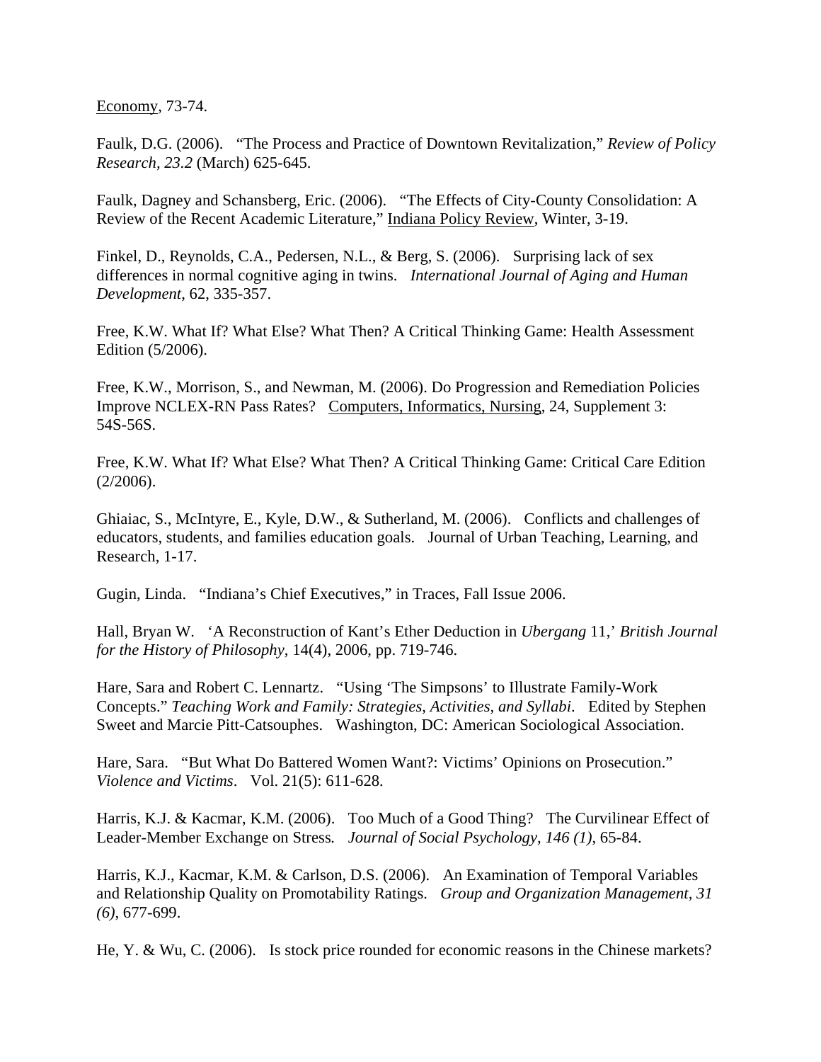<u>Economy</u>, 73-74.

Faulk, D.G. (2006). "The Process and Practice of Downtown Revitalization," *Review of Policy Research, 23.2* (March) 625-645.

Faulk, Dagney and Schansberg, Eric. (2006). "The Effects of City-County Consolidation: A Review of the Recent Academic Literature," <u>Indiana Policy Review</u>, Winter, 3-19.

Finkel, D., Reynolds, C.A., Pedersen, N.L., & Berg, S. (2006). Surprising lack of sex differences in normal cognitive aging in twins. *International Journal of Aging and Human Development*, 62, 335-357.

Free, K.W. What If? What Else? What Then? A Critical Thinking Game: Health Assessment Edition (5/2006).

Free, K.W., Morrison, S., and Newman, M. (2006). Do Progression and Remediation Policies Improve NCLEX-RN Pass Rates? <u>Computers, Informatics, Nursing</u>, 24, Supplement 3: 54S-56S.

Free, K.W. What If? What Else? What Then? A Critical Thinking Game: Critical Care Edition (2/2006).

Ghiaiac, S., McIntyre, E., Kyle, D.W., & Sutherland, M. (2006). Conflicts and challenges of educators, students, and families education goals. Journal of Urban Teaching, Learning, and Research, 1-17.

Gugin, Linda. "Indiana's Chief Executives," in Traces, Fall Issue 2006.

Hall, Bryan W. 'A Reconstruction of Kant's Ether Deduction in *Ubergang* 11,' *British Journal for the History of Philosophy*, 14(4), 2006, pp. 719-746.

Hare, Sara and Robert C. Lennartz. "Using 'The Simpsons' to Illustrate Family-Work Concepts." *Teaching Work and Family: Strategies, Activities, and Syllabi*. Edited by Stephen Sweet and Marcie Pitt-Catsouphes. Washington, DC: American Sociological Association.

Hare, Sara. "But What Do Battered Women Want?: Victims' Opinions on Prosecution." *Violence and Victims*. Vol. 21(5): 611-628.

Harris, K.J. & Kacmar, K.M. (2006). Too Much of a Good Thing? The Curvilinear Effect of Leader-Member Exchange on Stress. *Journal of Social Psychology, 146 (1)*, 65-84.

Harris, K.J., Kacmar, K.M. & Carlson, D.S. (2006). An Examination of Temporal Variables and Relationship Quality on Promotability Ratings. *Group and Organization Management, 31 (6)*, 677-699.

He, Y. & Wu, C. (2006). Is stock price rounded for economic reasons in the Chinese markets?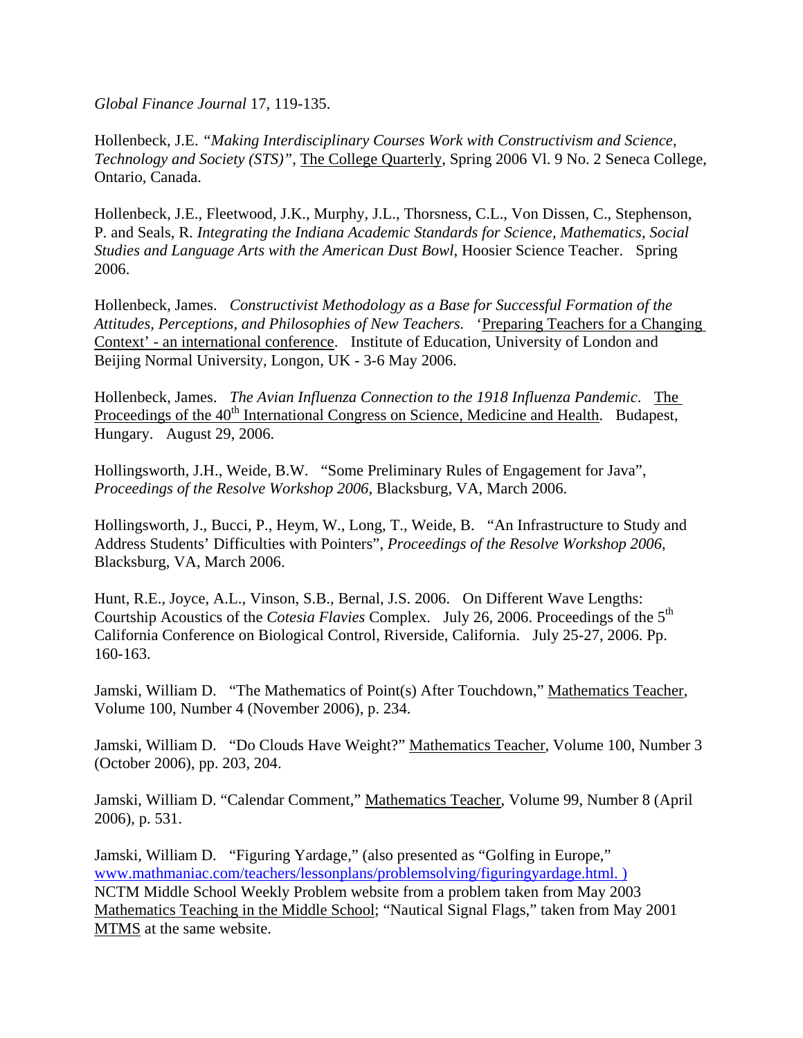*Global Finance Journal* 17, 119-135.

Hollenbeck, J.E. *"Making Interdisciplinary Courses Work with Constructivism and Science, Technology and Society (STS)"*, The College Quarterly, Spring 2006 Vl. 9 No. 2 Seneca College, Ontario, Canada.

Hollenbeck, J.E., Fleetwood, J.K., Murphy, J.L., Thorsness, C.L., Von Dissen, C., Stephenson, P. and Seals, R. *Integrating the Indiana Academic Standards for Science, Mathematics, Social Studies and Language Arts with the American Dust Bowl*, Hoosier Science Teacher. Spring 2006.

Hollenbeck, James. *Constructivist Methodology as a Base for Successful Formation of the Attitudes, Perceptions, and Philosophies of New Teachers.* 'Preparing Teachers for a Changing Context' - an international conference. Institute of Education, University of London and Beijing Normal University, Longon, UK - 3-6 May 2006.

Hollenbeck, James. *The Avian Influenza Connection to the 1918 Influenza Pandemic*. The Proceedings of the 40th International Congress on Science, Medicine and Health. Budapest, Hungary. August 29, 2006.

Hollingsworth, J.H., Weide, B.W. "Some Preliminary Rules of Engagement for Java", *Proceedings of the Resolve Workshop 2006*, Blacksburg, VA, March 2006.

Hollingsworth, J., Bucci, P., Heym, W., Long, T., Weide, B. "An Infrastructure to Study and Address Students' Difficulties with Pointers", *Proceedings of the Resolve Workshop 2006*, Blacksburg, VA, March 2006.

Hunt, R.E., Joyce, A.L., Vinson, S.B., Bernal, J.S. 2006. On Different Wave Lengths: Courtship Acoustics of the *Cotesia Flavies* Complex. July 26, 2006. Proceedings of the 5th California Conference on Biological Control, Riverside, California. July 25-27, 2006. Pp. 160-163.

Jamski, William D. "The Mathematics of Point(s) After Touchdown," Mathematics Teacher, Volume 100, Number 4 (November 2006), p. 234.

Jamski, William D. "Do Clouds Have Weight?" Mathematics Teacher, Volume 100, Number 3 (October 2006), pp. 203, 204.

Jamski, William D. "Calendar Comment," Mathematics Teacher, Volume 99, Number 8 (April 2006), p. 531.

Jamski, William D. "Figuring Yardage," (also presented as "Golfing in Europe," www.mathmaniac.com/teachers/lessonplans/problemsolving/figuringyardage.html. ) NCTM Middle School Weekly Problem website from a problem taken from May 2003 Mathematics Teaching in the Middle School; "Nautical Signal Flags," taken from May 2001 MTMS at the same website.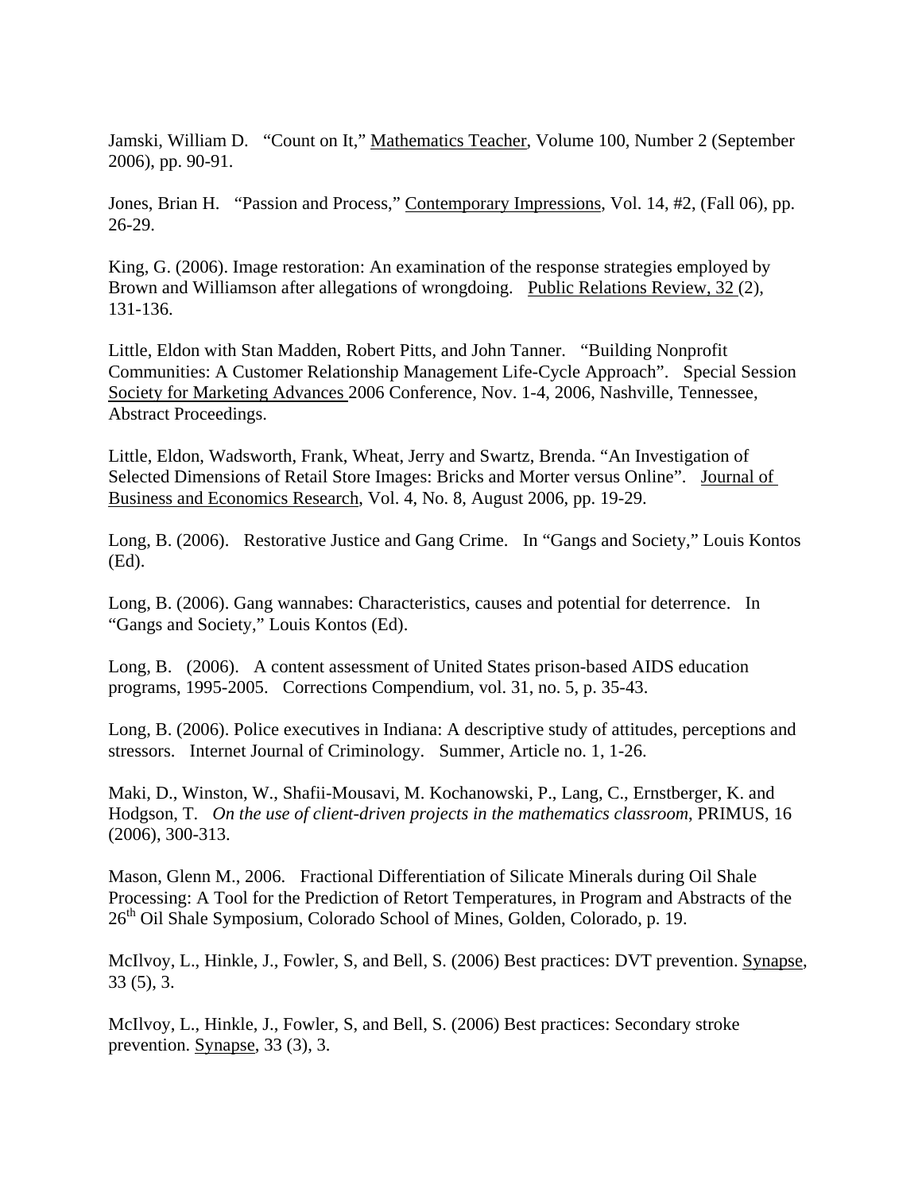Jamski, William D. "Count on It," Mathematics Teacher, Volume 100, Number 2 (September 2006), pp. 90-91.

Jones, Brian H. "Passion and Process," Contemporary Impressions, Vol. 14, #2, (Fall 06), pp. 26-29.

King, G. (2006). Image restoration: An examination of the response strategies employed by Brown and Williamson after allegations of wrongdoing. Public Relations Review, 32 (2), 131-136.

Little, Eldon with Stan Madden, Robert Pitts, and John Tanner. "Building Nonprofit Communities: A Customer Relationship Management Life-Cycle Approach". Special Session Society for Marketing Advances 2006 Conference, Nov. 1-4, 2006, Nashville, Tennessee, Abstract Proceedings.

Little, Eldon, Wadsworth, Frank, Wheat, Jerry and Swartz, Brenda. "An Investigation of Selected Dimensions of Retail Store Images: Bricks and Morter versus Online". Journal of Business and Economics Research, Vol. 4, No. 8, August 2006, pp. 19-29.

Long, B. (2006). Restorative Justice and Gang Crime. In "Gangs and Society," Louis Kontos (Ed).

Long, B. (2006). Gang wannabes: Characteristics, causes and potential for deterrence. In "Gangs and Society," Louis Kontos (Ed).

Long, B. (2006). A content assessment of United States prison-based AIDS education programs, 1995-2005. Corrections Compendium, vol. 31, no. 5, p. 35-43.

Long, B. (2006). Police executives in Indiana: A descriptive study of attitudes, perceptions and stressors. Internet Journal of Criminology. Summer, Article no. 1, 1-26.

Maki, D., Winston, W., Shafii-Mousavi, M. Kochanowski, P., Lang, C., Ernstberger, K. and Hodgson, T. *On the use of client-driven projects in the mathematics classroom*, PRIMUS, 16 (2006), 300-313.

Mason, Glenn M., 2006. Fractional Differentiation of Silicate Minerals during Oil Shale Processing: A Tool for the Prediction of Retort Temperatures, in Program and Abstracts of the 26th Oil Shale Symposium, Colorado School of Mines, Golden, Colorado, p. 19.

McIlvoy, L., Hinkle, J., Fowler, S, and Bell, S. (2006) Best practices: DVT prevention. Synapse, 33 (5), 3.

McIlvoy, L., Hinkle, J., Fowler, S, and Bell, S. (2006) Best practices: Secondary stroke prevention. Synapse, 33 (3), 3.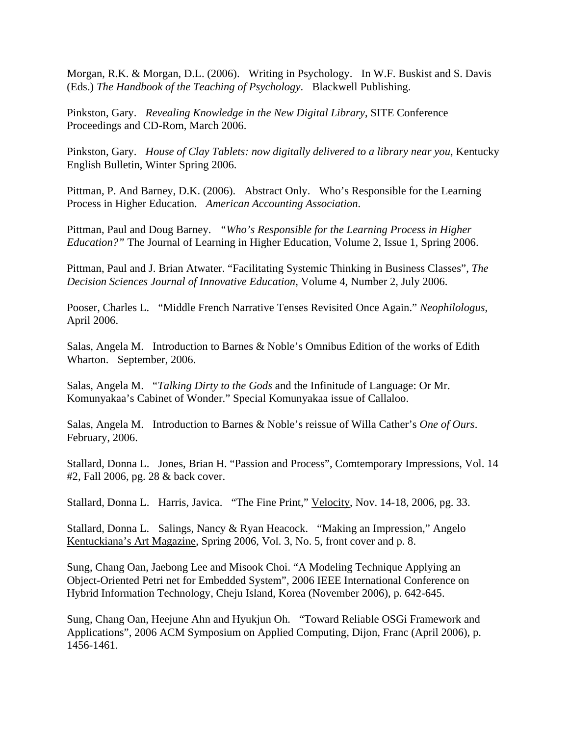Morgan, R.K. & Morgan, D.L. (2006). Writing in Psychology. In W.F. Buskist and S. Davis (Eds.) *The Handbook of the Teaching of Psychology*. Blackwell Publishing.

Pinkston, Gary. *Revealing Knowledge in the New Digital Library*, SITE Conference Proceedings and CD-Rom, March 2006.

Pinkston, Gary. *House of Clay Tablets: now digitally delivered to a library near you*, Kentucky English Bulletin, Winter Spring 2006.

Pittman, P. And Barney, D.K. (2006). Abstract Only. Who's Responsible for the Learning Process in Higher Education. *American Accounting Association*.

Pittman, Paul and Doug Barney. *"Who's Responsible for the Learning Process in Higher Education?"* The Journal of Learning in Higher Education, Volume 2, Issue 1, Spring 2006.

Pittman, Paul and J. Brian Atwater. "Facilitating Systemic Thinking in Business Classes", *The Decision Sciences Journal of Innovative Education*, Volume 4, Number 2, July 2006.

Pooser, Charles L. "Middle French Narrative Tenses Revisited Once Again." *Neophilologus*, April 2006.

Salas, Angela M. Introduction to Barnes & Noble's Omnibus Edition of the works of Edith Wharton. September, 2006.

Salas, Angela M. "*Talking Dirty to the Gods* and the Infinitude of Language: Or Mr. Komunyakaa's Cabinet of Wonder." Special Komunyakaa issue of Callaloo.

Salas, Angela M. Introduction to Barnes & Noble's reissue of Willa Cather's *One of Ours*. February, 2006.

Stallard, Donna L. Jones, Brian H. "Passion and Process", Comtemporary Impressions, Vol. 14 #2, Fall 2006, pg. 28 & back cover.

Stallard, Donna L. Harris, Javica. "The Fine Print," Velocity, Nov. 14-18, 2006, pg. 33.

Stallard, Donna L. Salings, Nancy & Ryan Heacock. "Making an Impression," Angelo Kentuckiana's Art Magazine, Spring 2006, Vol. 3, No. 5, front cover and p. 8.

Sung, Chang Oan, Jaebong Lee and Misook Choi. "A Modeling Technique Applying an Object-Oriented Petri net for Embedded System", 2006 IEEE International Conference on Hybrid Information Technology, Cheju Island, Korea (November 2006), p. 642-645.

Sung, Chang Oan, Heejune Ahn and Hyukjun Oh. "Toward Reliable OSGi Framework and Applications", 2006 ACM Symposium on Applied Computing, Dijon, Franc (April 2006), p. 1456-1461.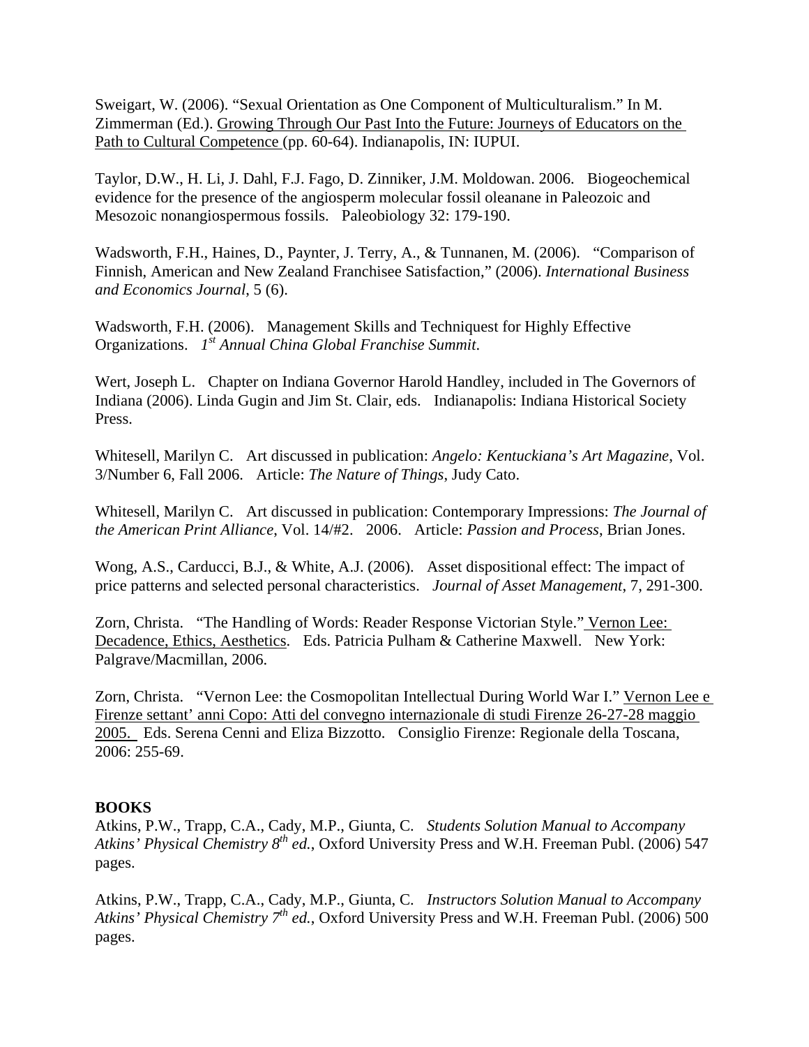Sweigart, W. (2006). “Sexual Orientation as One Component of Multiculturalism.” In M. Zimmerman (Ed.). <u>Growing Through Our Past Into the Future: Journeys of Educators on the Path to Cultural Competence</u> (pp. 60-64). Indianapolis, IN: IUPUI.

Taylor, D.W., H. Li, J. Dahl, F.J. Fago, D. Zinniker, J.M. Moldowan. 2006. Biogeochemical evidence for the presence of the angiosperm molecular fossil oleanane in Paleozoic and Mesozoic nonangiospermous fossils. Paleobiology 32: 179-190.

Wadsworth, F.H., Haines, D., Paynter, J. Terry, A., & Tunnanen, M. (2006). “Comparison of Finnish, American and New Zealand Franchisee Satisfaction,” (2006). *International Business and Economics Journal*, 5 (6).

Wadsworth, F.H. (2006). Management Skills and Techniquest for Highly Effective Organizations. *1st Annual China Global Franchise Summit*.

Wert, Joseph L. Chapter on Indiana Governor Harold Handley, included in The Governors of Indiana (2006). Linda Gugin and Jim St. Clair, eds. Indianapolis: Indiana Historical Society Press.

Whitesell, Marilyn C. Art discussed in publication: *Angelo: Kentuckiana’s Art Magazine*, Vol. 3/Number 6, Fall 2006. Article: *The Nature of Things*, Judy Cato.

Whitesell, Marilyn C. Art discussed in publication: Contemporary Impressions: *The Journal of the American Print Alliance*, Vol. 14/#2. 2006. Article: *Passion and Process*, Brian Jones.

Wong, A.S., Carducci, B.J., & White, A.J. (2006). Asset dispositional effect: The impact of price patterns and selected personal characteristics. *Journal of Asset Management*, 7, 291-300.

Zorn, Christa. “The Handling of Words: Reader Response Victorian Style.” <u>Vernon Lee: Decadence, Ethics, Aesthetics</u>. Eds. Patricia Pulham & Catherine Maxwell. New York: Palgrave/Macmillan, 2006.

Zorn, Christa. “Vernon Lee: the Cosmopolitan Intellectual During World War I.” <u>Vernon Lee e Firenze settant’ anni Copo: Atti del convegno internazionale di studi Firenze 26-27-28 maggio 2005.</u> Eds. Serena Cenni and Eliza Bizzotto. Consiglio Firenze: Regionale della Toscana, 2006: 255-69.

**BOOKS**

Atkins, P.W., Trapp, C.A., Cady, M.P., Giunta, C. *Students Solution Manual to Accompany Atkins’ Physical Chemistry 8th ed.*, Oxford University Press and W.H. Freeman Publ. (2006) 547 pages.

Atkins, P.W., Trapp, C.A., Cady, M.P., Giunta, C. *Instructors Solution Manual to Accompany Atkins’ Physical Chemistry 7th ed.*, Oxford University Press and W.H. Freeman Publ. (2006) 500 pages.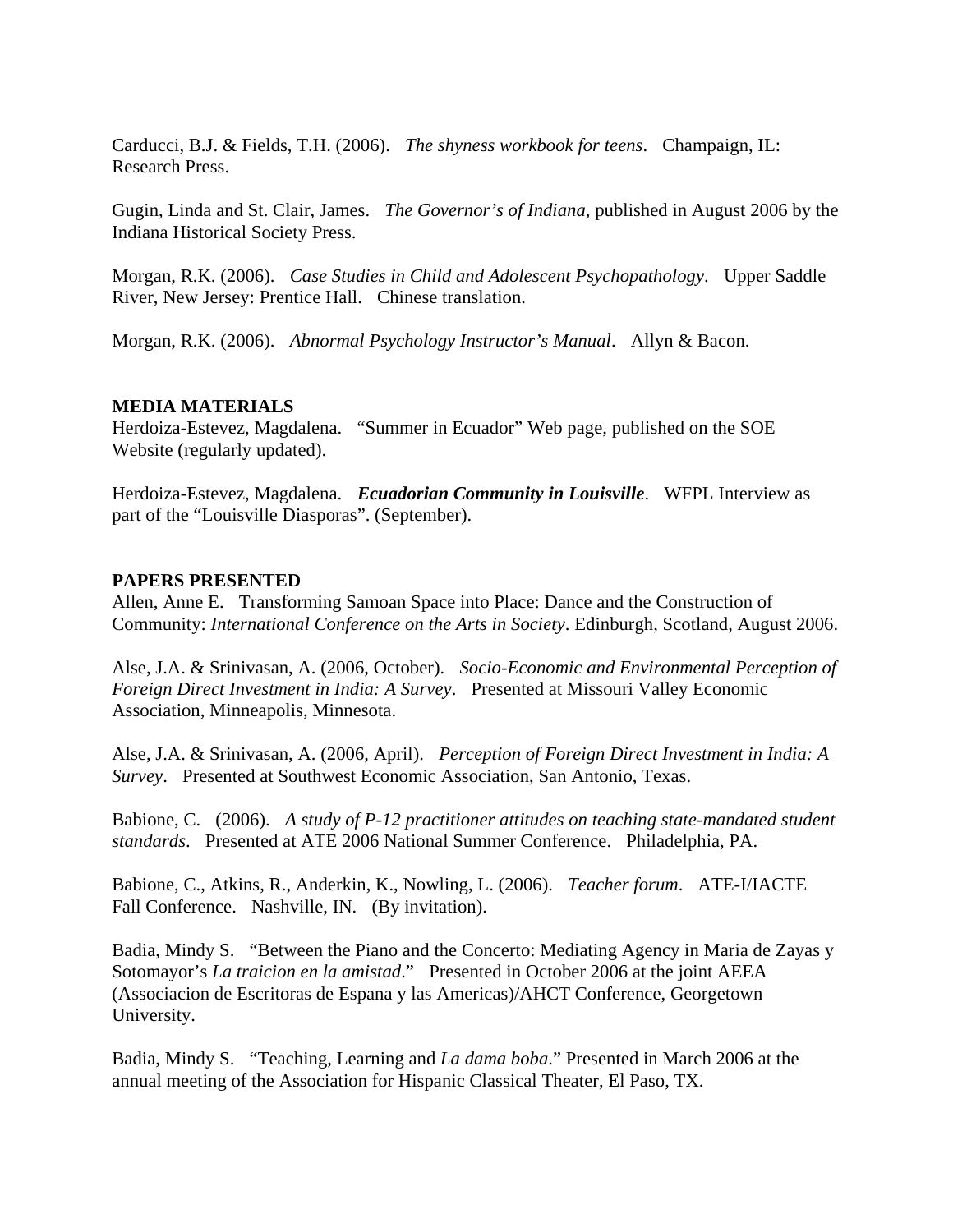Carducci, B.J. & Fields, T.H. (2006). *The shyness workbook for teens*. Champaign, IL: Research Press.

Gugin, Linda and St. Clair, James. *The Governor's of Indiana*, published in August 2006 by the Indiana Historical Society Press.

Morgan, R.K. (2006). *Case Studies in Child and Adolescent Psychopathology*. Upper Saddle River, New Jersey: Prentice Hall. Chinese translation.

Morgan, R.K. (2006). *Abnormal Psychology Instructor's Manual*. Allyn & Bacon.

## MEDIA MATERIALS

Herdoiza-Estevez, Magdalena. "Summer in Ecuador" Web page, published on the SOE Website (regularly updated).

Herdoiza-Estevez, Magdalena. ***Ecuadorian Community in Louisville***. WFPL Interview as part of the "Louisville Diasporas". (September).

## PAPERS PRESENTED

Allen, Anne E. Transforming Samoan Space into Place: Dance and the Construction of Community: *International Conference on the Arts in Society*. Edinburgh, Scotland, August 2006.

Alse, J.A. & Srinivasan, A. (2006, October). *Socio-Economic and Environmental Perception of Foreign Direct Investment in India: A Survey*. Presented at Missouri Valley Economic Association, Minneapolis, Minnesota.

Alse, J.A. & Srinivasan, A. (2006, April). *Perception of Foreign Direct Investment in India: A Survey*. Presented at Southwest Economic Association, San Antonio, Texas.

Babione, C. (2006). *A study of P-12 practitioner attitudes on teaching state-mandated student standards*. Presented at ATE 2006 National Summer Conference. Philadelphia, PA.

Babione, C., Atkins, R., Anderkin, K., Nowling, L. (2006). *Teacher forum*. ATE-I/IACTE Fall Conference. Nashville, IN. (By invitation).

Badia, Mindy S. "Between the Piano and the Concerto: Mediating Agency in Maria de Zayas y Sotomayor's *La traicion en la amistad*." Presented in October 2006 at the joint AEEA (Associacion de Escritoras de Espana y las Americas)/AHCT Conference, Georgetown University.

Badia, Mindy S. "Teaching, Learning and *La dama boba*." Presented in March 2006 at the annual meeting of the Association for Hispanic Classical Theater, El Paso, TX.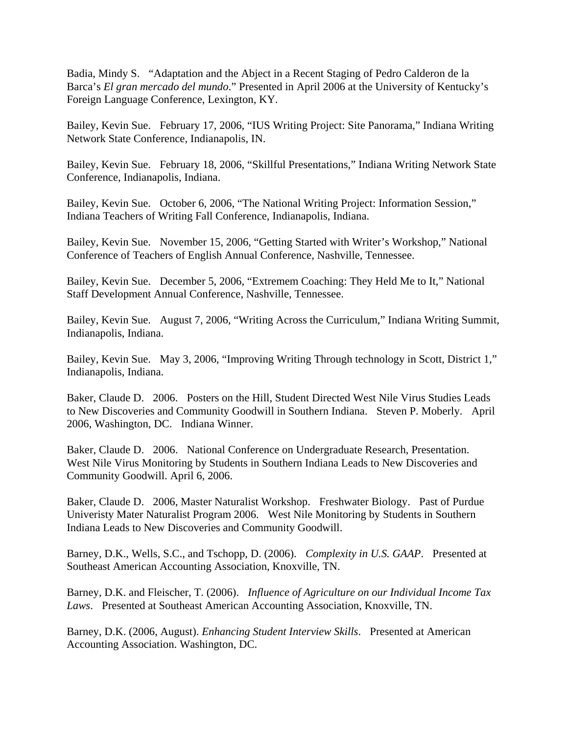Badia, Mindy S. “Adaptation and the Abject in a Recent Staging of Pedro Calderon de la Barca’s *El gran mercado del mundo*.” Presented in April 2006 at the University of Kentucky’s Foreign Language Conference, Lexington, KY.

Bailey, Kevin Sue. February 17, 2006, “IUS Writing Project: Site Panorama,” Indiana Writing Network State Conference, Indianapolis, IN.

Bailey, Kevin Sue. February 18, 2006, “Skillful Presentations,” Indiana Writing Network State Conference, Indianapolis, Indiana.

Bailey, Kevin Sue. October 6, 2006, “The National Writing Project: Information Session,” Indiana Teachers of Writing Fall Conference, Indianapolis, Indiana.

Bailey, Kevin Sue. November 15, 2006, “Getting Started with Writer’s Workshop,” National Conference of Teachers of English Annual Conference, Nashville, Tennessee.

Bailey, Kevin Sue. December 5, 2006, “Extremem Coaching: They Held Me to It,” National Staff Development Annual Conference, Nashville, Tennessee.

Bailey, Kevin Sue. August 7, 2006, “Writing Across the Curriculum,” Indiana Writing Summit, Indianapolis, Indiana.

Bailey, Kevin Sue. May 3, 2006, “Improving Writing Through technology in Scott, District 1,” Indianapolis, Indiana.

Baker, Claude D. 2006. Posters on the Hill, Student Directed West Nile Virus Studies Leads to New Discoveries and Community Goodwill in Southern Indiana. Steven P. Moberly. April 2006, Washington, DC. Indiana Winner.

Baker, Claude D. 2006. National Conference on Undergraduate Research, Presentation. West Nile Virus Monitoring by Students in Southern Indiana Leads to New Discoveries and Community Goodwill. April 6, 2006.

Baker, Claude D. 2006, Master Naturalist Workshop. Freshwater Biology. Past of Purdue Univeristy Mater Naturalist Program 2006. West Nile Monitoring by Students in Southern Indiana Leads to New Discoveries and Community Goodwill.

Barney, D.K., Wells, S.C., and Tschopp, D. (2006). *Complexity in U.S. GAAP*. Presented at Southeast American Accounting Association, Knoxville, TN.

Barney, D.K. and Fleischer, T. (2006). *Influence of Agriculture on our Individual Income Tax Laws*. Presented at Southeast American Accounting Association, Knoxville, TN.

Barney, D.K. (2006, August). *Enhancing Student Interview Skills*. Presented at American Accounting Association. Washington, DC.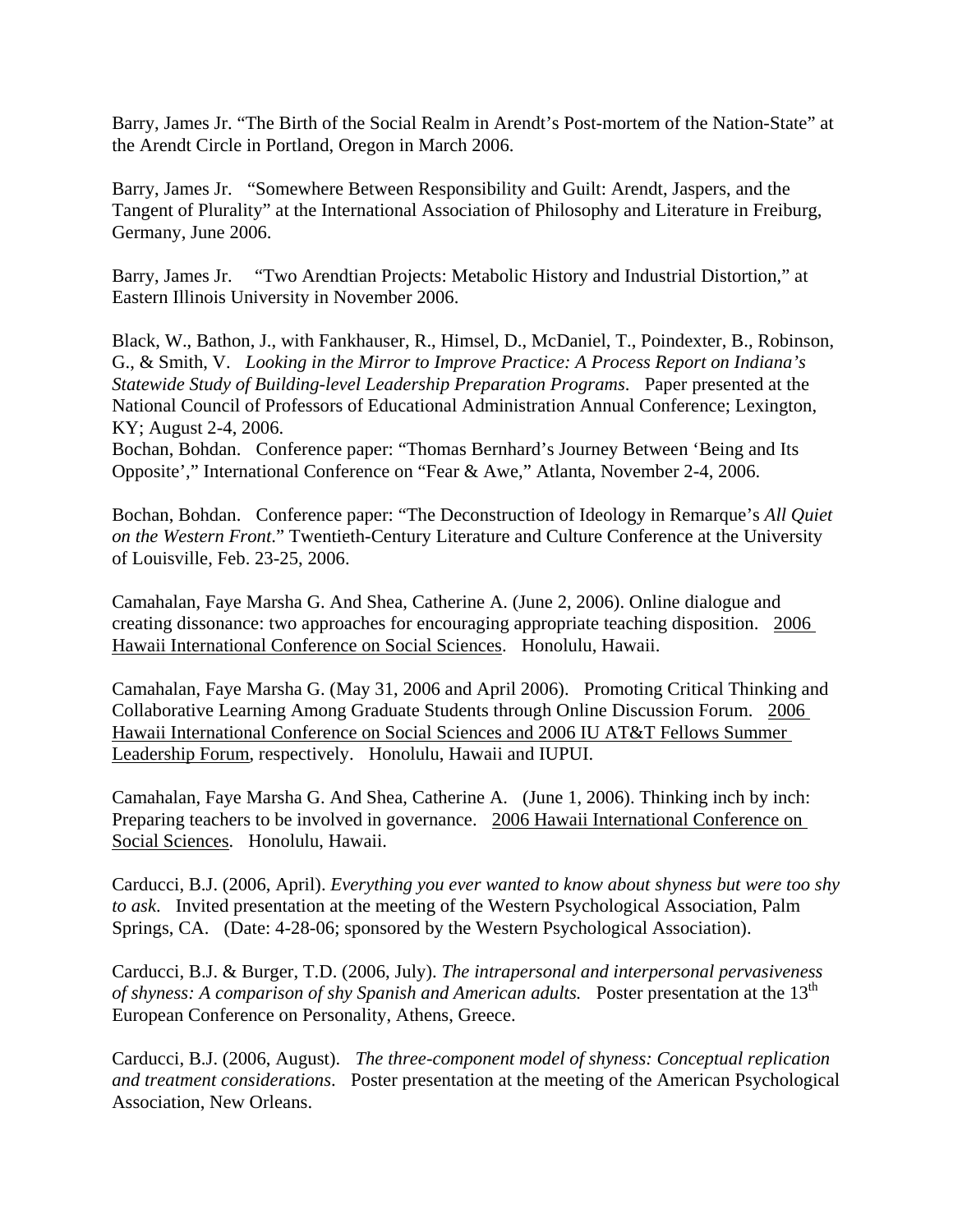Barry, James Jr. "The Birth of the Social Realm in Arendt's Post-mortem of the Nation-State" at the Arendt Circle in Portland, Oregon in March 2006.

Barry, James Jr. "Somewhere Between Responsibility and Guilt: Arendt, Jaspers, and the Tangent of Plurality" at the International Association of Philosophy and Literature in Freiburg, Germany, June 2006.

Barry, James Jr. "Two Arendtian Projects: Metabolic History and Industrial Distortion," at Eastern Illinois University in November 2006.

Black, W., Bathon, J., with Fankhauser, R., Himsel, D., McDaniel, T., Poindexter, B., Robinson, G., & Smith, V. *Looking in the Mirror to Improve Practice: A Process Report on Indiana's Statewide Study of Building-level Leadership Preparation Programs*. Paper presented at the National Council of Professors of Educational Administration Annual Conference; Lexington, KY; August 2-4, 2006.

Bochan, Bohdan. Conference paper: "Thomas Bernhard's Journey Between 'Being and Its Opposite'," International Conference on "Fear & Awe," Atlanta, November 2-4, 2006.

Bochan, Bohdan. Conference paper: "The Deconstruction of Ideology in Remarque's *All Quiet on the Western Front*." Twentieth-Century Literature and Culture Conference at the University of Louisville, Feb. 23-25, 2006.

Camahalan, Faye Marsha G. And Shea, Catherine A. (June 2, 2006). Online dialogue and creating dissonance: two approaches for encouraging appropriate teaching disposition. 2006 Hawaii International Conference on Social Sciences. Honolulu, Hawaii.

Camahalan, Faye Marsha G. (May 31, 2006 and April 2006). Promoting Critical Thinking and Collaborative Learning Among Graduate Students through Online Discussion Forum. 2006 Hawaii International Conference on Social Sciences and 2006 IU AT&T Fellows Summer Leadership Forum, respectively. Honolulu, Hawaii and IUPUI.

Camahalan, Faye Marsha G. And Shea, Catherine A. (June 1, 2006). Thinking inch by inch: Preparing teachers to be involved in governance. 2006 Hawaii International Conference on Social Sciences. Honolulu, Hawaii.

Carducci, B.J. (2006, April). *Everything you ever wanted to know about shyness but were too shy to ask*. Invited presentation at the meeting of the Western Psychological Association, Palm Springs, CA. (Date: 4-28-06; sponsored by the Western Psychological Association).

Carducci, B.J. & Burger, T.D. (2006, July). *The intrapersonal and interpersonal pervasiveness of shyness: A comparison of shy Spanish and American adults.* Poster presentation at the 13th European Conference on Personality, Athens, Greece.

Carducci, B.J. (2006, August). *The three-component model of shyness: Conceptual replication and treatment considerations*. Poster presentation at the meeting of the American Psychological Association, New Orleans.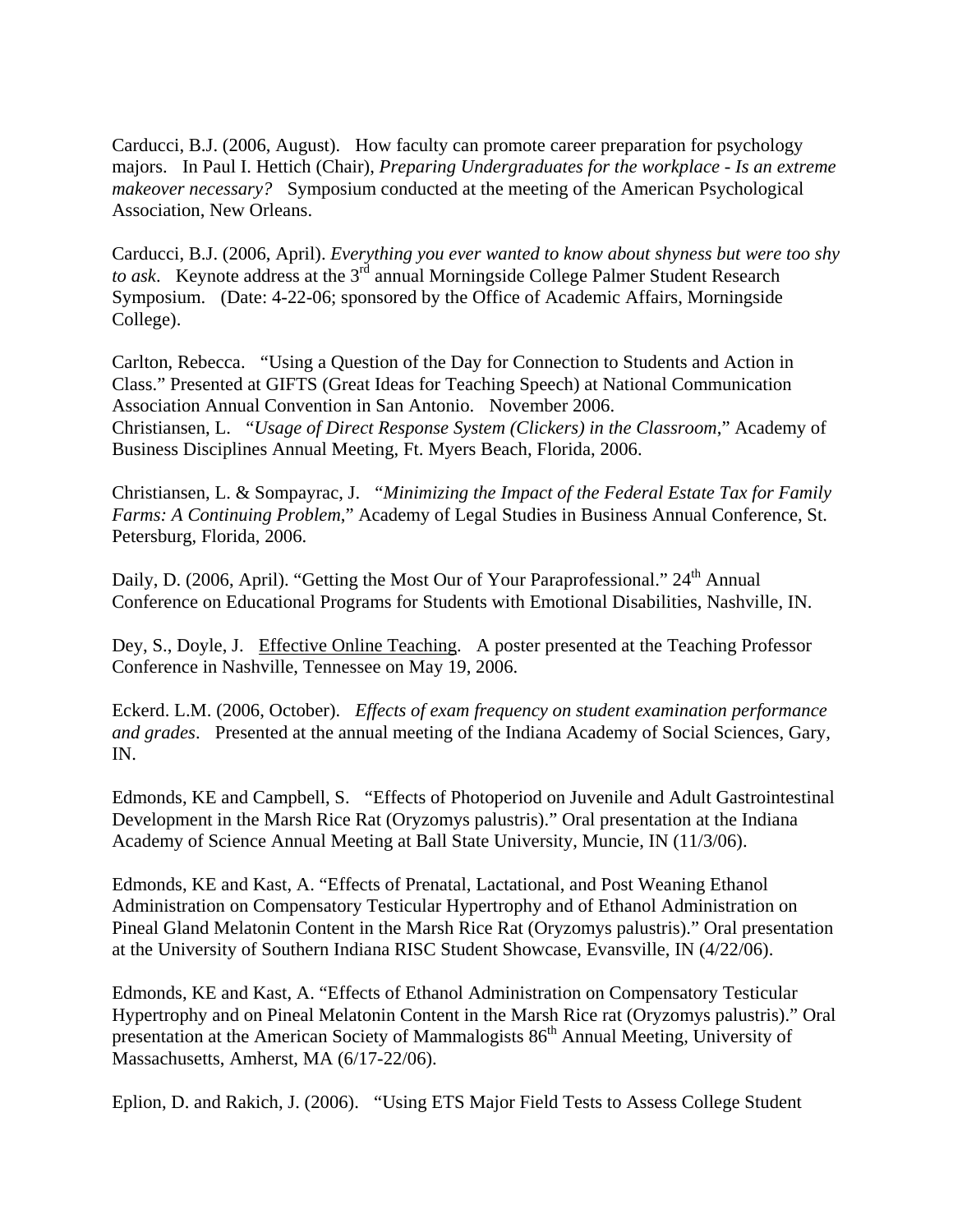Carducci, B.J. (2006, August). How faculty can promote career preparation for psychology majors. In Paul I. Hettich (Chair), *Preparing Undergraduates for the workplace - Is an extreme makeover necessary?* Symposium conducted at the meeting of the American Psychological Association, New Orleans.

Carducci, B.J. (2006, April). *Everything you ever wanted to know about shyness but were too shy to ask*. Keynote address at the 3rd annual Morningside College Palmer Student Research Symposium. (Date: 4-22-06; sponsored by the Office of Academic Affairs, Morningside College).

Carlton, Rebecca. "Using a Question of the Day for Connection to Students and Action in Class." Presented at GIFTS (Great Ideas for Teaching Speech) at National Communication Association Annual Convention in San Antonio. November 2006.
Christiansen, L. "*Usage of Direct Response System (Clickers) in the Classroom*," Academy of Business Disciplines Annual Meeting, Ft. Myers Beach, Florida, 2006.

Christiansen, L. & Sompayrac, J. "*Minimizing the Impact of the Federal Estate Tax for Family Farms: A Continuing Problem*," Academy of Legal Studies in Business Annual Conference, St. Petersburg, Florida, 2006.

Daily, D. (2006, April). "Getting the Most Our of Your Paraprofessional." 24th Annual Conference on Educational Programs for Students with Emotional Disabilities, Nashville, IN.

Dey, S., Doyle, J. Effective Online Teaching. A poster presented at the Teaching Professor Conference in Nashville, Tennessee on May 19, 2006.

Eckerd. L.M. (2006, October). *Effects of exam frequency on student examination performance and grades*. Presented at the annual meeting of the Indiana Academy of Social Sciences, Gary, IN.

Edmonds, KE and Campbell, S. "Effects of Photoperiod on Juvenile and Adult Gastrointestinal Development in the Marsh Rice Rat (Oryzomys palustris)." Oral presentation at the Indiana Academy of Science Annual Meeting at Ball State University, Muncie, IN (11/3/06).

Edmonds, KE and Kast, A. "Effects of Prenatal, Lactational, and Post Weaning Ethanol Administration on Compensatory Testicular Hypertrophy and of Ethanol Administration on Pineal Gland Melatonin Content in the Marsh Rice Rat (Oryzomys palustris)." Oral presentation at the University of Southern Indiana RISC Student Showcase, Evansville, IN (4/22/06).

Edmonds, KE and Kast, A. "Effects of Ethanol Administration on Compensatory Testicular Hypertrophy and on Pineal Melatonin Content in the Marsh Rice rat (Oryzomys palustris)." Oral presentation at the American Society of Mammalogists 86th Annual Meeting, University of Massachusetts, Amherst, MA (6/17-22/06).

Eplion, D. and Rakich, J. (2006). "Using ETS Major Field Tests to Assess College Student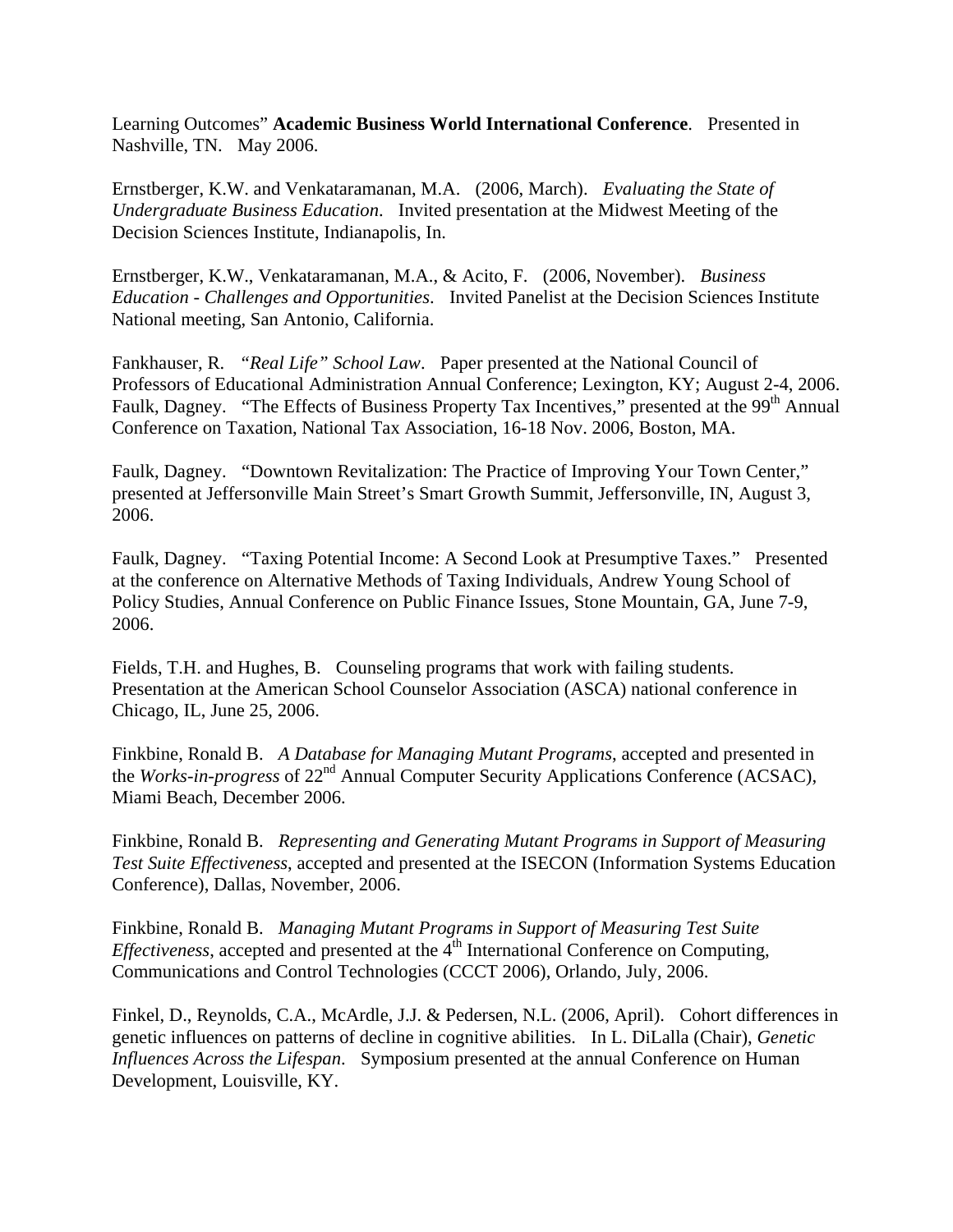Learning Outcomes" **Academic Business World International Conference**. Presented in Nashville, TN. May 2006.

Ernstberger, K.W. and Venkataramanan, M.A. (2006, March). *Evaluating the State of Undergraduate Business Education*. Invited presentation at the Midwest Meeting of the Decision Sciences Institute, Indianapolis, In.

Ernstberger, K.W., Venkataramanan, M.A., & Acito, F. (2006, November). *Business Education - Challenges and Opportunities*. Invited Panelist at the Decision Sciences Institute National meeting, San Antonio, California.

Fankhauser, R. "*Real Life" School Law*. Paper presented at the National Council of Professors of Educational Administration Annual Conference; Lexington, KY; August 2-4, 2006.
Faulk, Dagney. "The Effects of Business Property Tax Incentives," presented at the 99th Annual Conference on Taxation, National Tax Association, 16-18 Nov. 2006, Boston, MA.

Faulk, Dagney. "Downtown Revitalization: The Practice of Improving Your Town Center," presented at Jeffersonville Main Street's Smart Growth Summit, Jeffersonville, IN, August 3, 2006.

Faulk, Dagney. "Taxing Potential Income: A Second Look at Presumptive Taxes." Presented at the conference on Alternative Methods of Taxing Individuals, Andrew Young School of Policy Studies, Annual Conference on Public Finance Issues, Stone Mountain, GA, June 7-9, 2006.

Fields, T.H. and Hughes, B. Counseling programs that work with failing students. Presentation at the American School Counselor Association (ASCA) national conference in Chicago, IL, June 25, 2006.

Finkbine, Ronald B. *A Database for Managing Mutant Programs*, accepted and presented in the *Works-in-progress* of 22nd Annual Computer Security Applications Conference (ACSAC), Miami Beach, December 2006.

Finkbine, Ronald B. *Representing and Generating Mutant Programs in Support of Measuring Test Suite Effectiveness*, accepted and presented at the ISECON (Information Systems Education Conference), Dallas, November, 2006.

Finkbine, Ronald B. *Managing Mutant Programs in Support of Measuring Test Suite Effectiveness*, accepted and presented at the 4th International Conference on Computing, Communications and Control Technologies (CCCT 2006), Orlando, July, 2006.

Finkel, D., Reynolds, C.A., McArdle, J.J. & Pedersen, N.L. (2006, April). Cohort differences in genetic influences on patterns of decline in cognitive abilities. In L. DiLalla (Chair), *Genetic Influences Across the Lifespan*. Symposium presented at the annual Conference on Human Development, Louisville, KY.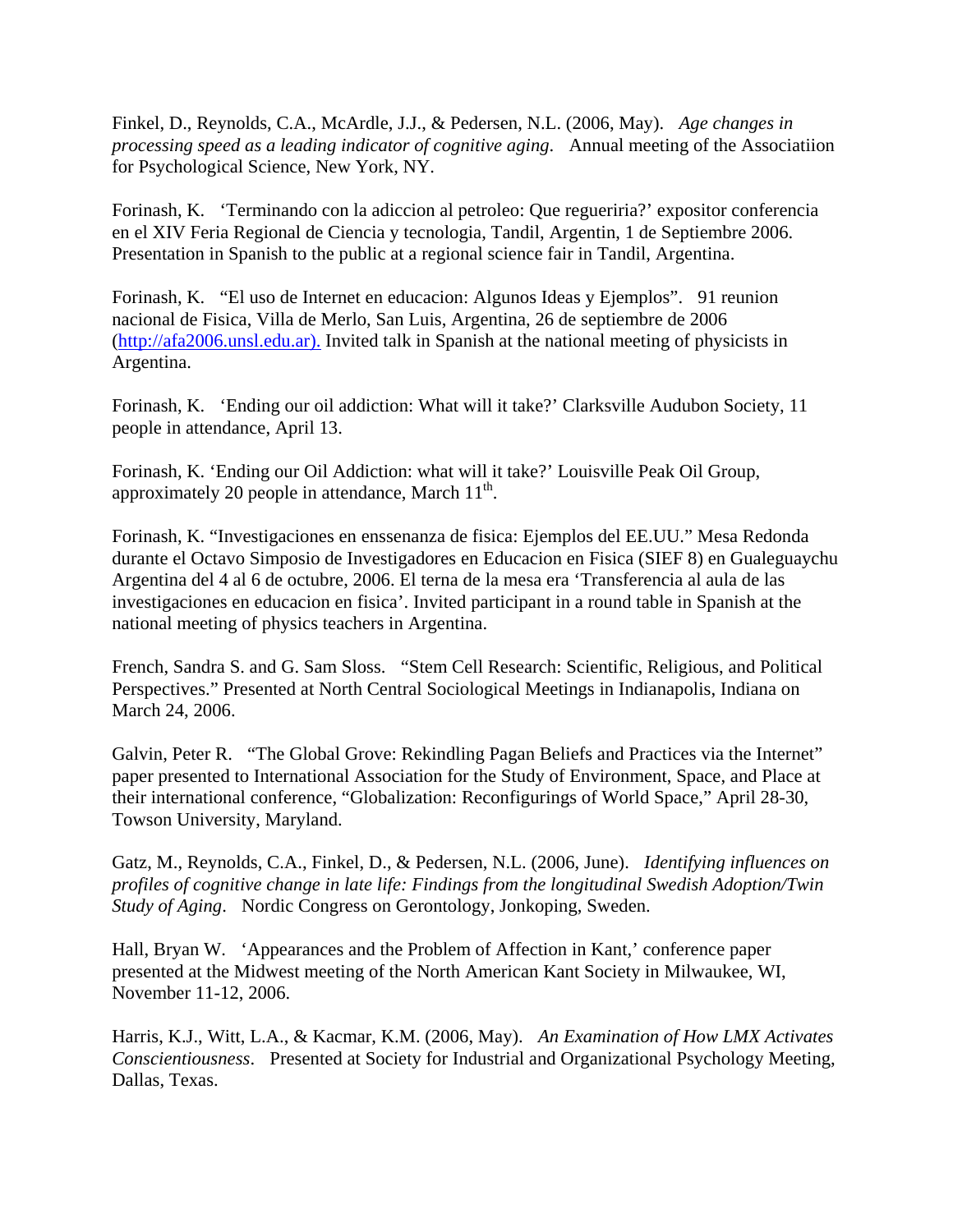Finkel, D., Reynolds, C.A., McArdle, J.J., & Pedersen, N.L. (2006, May). *Age changes in processing speed as a leading indicator of cognitive aging*. Annual meeting of the Associatiion for Psychological Science, New York, NY.

Forinash, K. 'Terminando con la adiccion al petroleo: Que regueriria?' expositor conferencia en el XIV Feria Regional de Ciencia y tecnologia, Tandil, Argentin, 1 de Septiembre 2006. Presentation in Spanish to the public at a regional science fair in Tandil, Argentina.

Forinash, K. "El uso de Internet en educacion: Algunos Ideas y Ejemplos". 91 reunion nacional de Fisica, Villa de Merlo, San Luis, Argentina, 26 de septiembre de 2006 (http://afa2006.unsl.edu.ar). Invited talk in Spanish at the national meeting of physicists in Argentina.

Forinash, K. 'Ending our oil addiction: What will it take?' Clarksville Audubon Society, 11 people in attendance, April 13.

Forinash, K. 'Ending our Oil Addiction: what will it take?' Louisville Peak Oil Group, approximately 20 people in attendance, March 11th.

Forinash, K. "Investigaciones en enssenanza de fisica: Ejemplos del EE.UU." Mesa Redonda durante el Octavo Simposio de Investigadores en Educacion en Fisica (SIEF 8) en Gualeguaychu Argentina del 4 al 6 de octubre, 2006. El terna de la mesa era 'Transferencia al aula de las investigaciones en educacion en fisica'. Invited participant in a round table in Spanish at the national meeting of physics teachers in Argentina.

French, Sandra S. and G. Sam Sloss. "Stem Cell Research: Scientific, Religious, and Political Perspectives." Presented at North Central Sociological Meetings in Indianapolis, Indiana on March 24, 2006.

Galvin, Peter R. "The Global Grove: Rekindling Pagan Beliefs and Practices via the Internet" paper presented to International Association for the Study of Environment, Space, and Place at their international conference, "Globalization: Reconfigurings of World Space," April 28-30, Towson University, Maryland.

Gatz, M., Reynolds, C.A., Finkel, D., & Pedersen, N.L. (2006, June). *Identifying influences on profiles of cognitive change in late life: Findings from the longitudinal Swedish Adoption/Twin Study of Aging*. Nordic Congress on Gerontology, Jonkoping, Sweden.

Hall, Bryan W. 'Appearances and the Problem of Affection in Kant,' conference paper presented at the Midwest meeting of the North American Kant Society in Milwaukee, WI, November 11-12, 2006.

Harris, K.J., Witt, L.A., & Kacmar, K.M. (2006, May). *An Examination of How LMX Activates Conscientiousness*. Presented at Society for Industrial and Organizational Psychology Meeting, Dallas, Texas.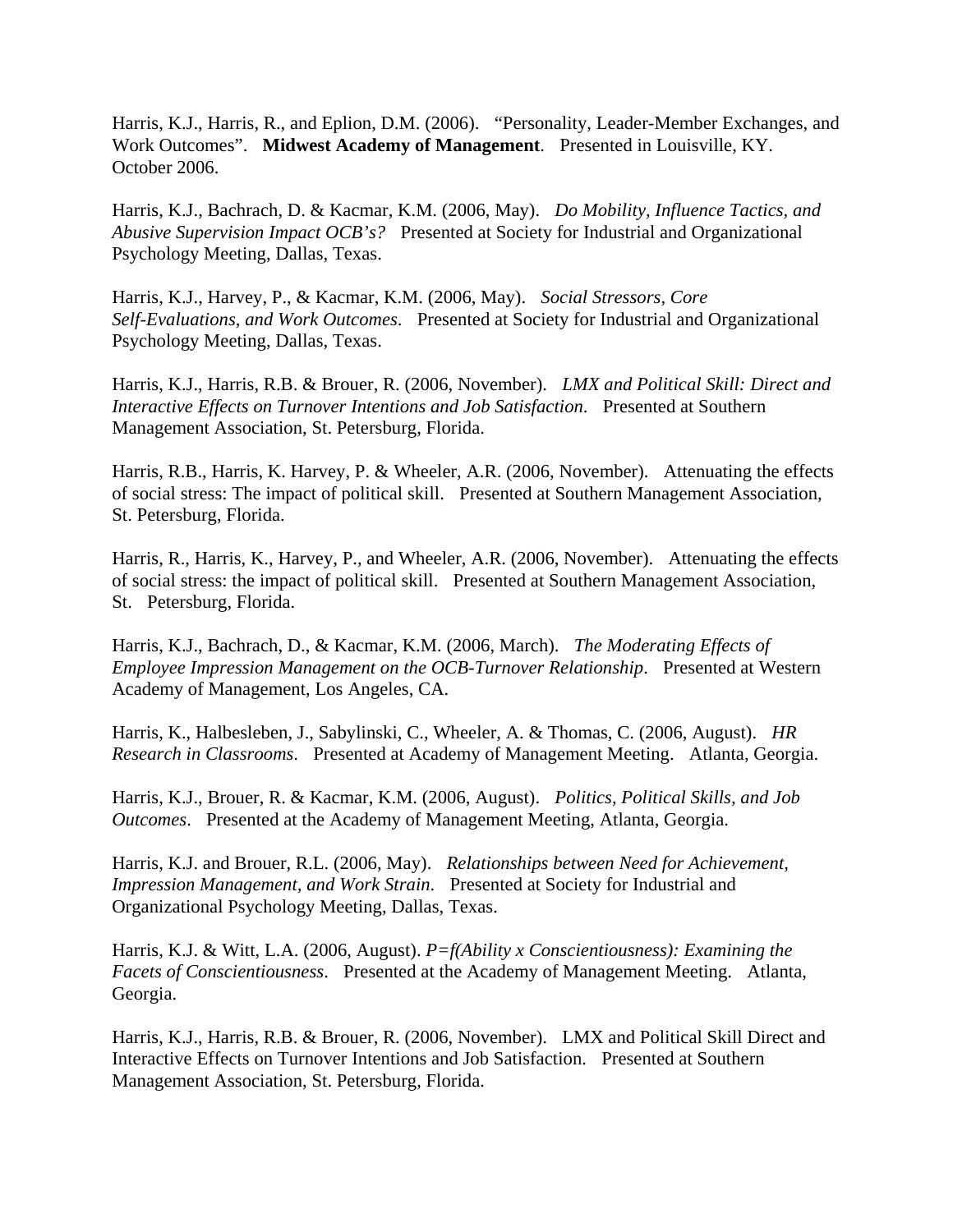Harris, K.J., Harris, R., and Eplion, D.M. (2006). "Personality, Leader-Member Exchanges, and Work Outcomes". **Midwest Academy of Management**. Presented in Louisville, KY. October 2006.

Harris, K.J., Bachrach, D. & Kacmar, K.M. (2006, May). *Do Mobility, Influence Tactics, and Abusive Supervision Impact OCB's?* Presented at Society for Industrial and Organizational Psychology Meeting, Dallas, Texas.

Harris, K.J., Harvey, P., & Kacmar, K.M. (2006, May). *Social Stressors, Core Self-Evaluations, and Work Outcomes*. Presented at Society for Industrial and Organizational Psychology Meeting, Dallas, Texas.

Harris, K.J., Harris, R.B. & Brouer, R. (2006, November). *LMX and Political Skill: Direct and Interactive Effects on Turnover Intentions and Job Satisfaction*. Presented at Southern Management Association, St. Petersburg, Florida.

Harris, R.B., Harris, K. Harvey, P. & Wheeler, A.R. (2006, November). Attenuating the effects of social stress: The impact of political skill. Presented at Southern Management Association, St. Petersburg, Florida.

Harris, R., Harris, K., Harvey, P., and Wheeler, A.R. (2006, November). Attenuating the effects of social stress: the impact of political skill. Presented at Southern Management Association, St. Petersburg, Florida.

Harris, K.J., Bachrach, D., & Kacmar, K.M. (2006, March). *The Moderating Effects of Employee Impression Management on the OCB-Turnover Relationship*. Presented at Western Academy of Management, Los Angeles, CA.

Harris, K., Halbesleben, J., Sabylinski, C., Wheeler, A. & Thomas, C. (2006, August). *HR Research in Classrooms*. Presented at Academy of Management Meeting. Atlanta, Georgia.

Harris, K.J., Brouer, R. & Kacmar, K.M. (2006, August). *Politics, Political Skills, and Job Outcomes*. Presented at the Academy of Management Meeting, Atlanta, Georgia.

Harris, K.J. and Brouer, R.L. (2006, May). *Relationships between Need for Achievement, Impression Management, and Work Strain*. Presented at Society for Industrial and Organizational Psychology Meeting, Dallas, Texas.

Harris, K.J. & Witt, L.A. (2006, August). *P=f(Ability x Conscientiousness): Examining the Facets of Conscientiousness*. Presented at the Academy of Management Meeting. Atlanta, Georgia.

Harris, K.J., Harris, R.B. & Brouer, R. (2006, November). LMX and Political Skill Direct and Interactive Effects on Turnover Intentions and Job Satisfaction. Presented at Southern Management Association, St. Petersburg, Florida.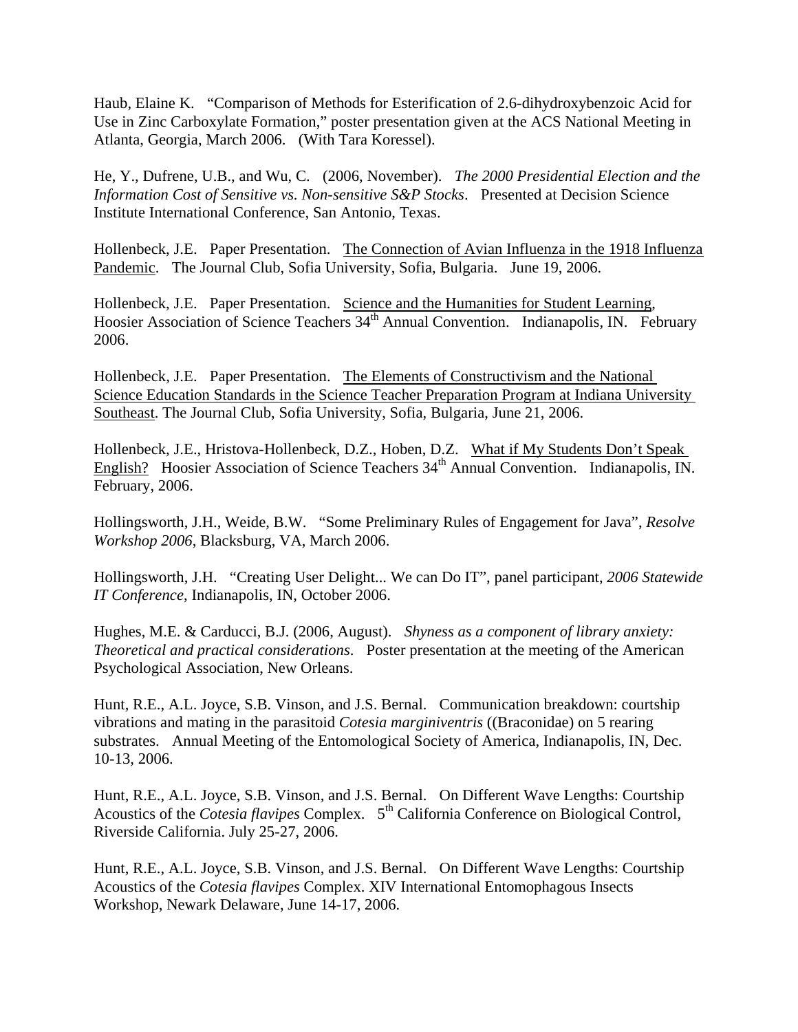Haub, Elaine K. "Comparison of Methods for Esterification of 2.6-dihydroxybenzoic Acid for Use in Zinc Carboxylate Formation," poster presentation given at the ACS National Meeting in Atlanta, Georgia, March 2006. (With Tara Koressel).

He, Y., Dufrene, U.B., and Wu, C. (2006, November). *The 2000 Presidential Election and the Information Cost of Sensitive vs. Non-sensitive S&P Stocks*. Presented at Decision Science Institute International Conference, San Antonio, Texas.

Hollenbeck, J.E. Paper Presentation. <u>The Connection of Avian Influenza in the 1918 Influenza Pandemic</u>. The Journal Club, Sofia University, Sofia, Bulgaria. June 19, 2006.

Hollenbeck, J.E. Paper Presentation. <u>Science and the Humanities for Student Learning</u>, Hoosier Association of Science Teachers 34th Annual Convention. Indianapolis, IN. February 2006.

Hollenbeck, J.E. Paper Presentation. <u>The Elements of Constructivism and the National Science Education Standards in the Science Teacher Preparation Program at Indiana University Southeast</u>. The Journal Club, Sofia University, Sofia, Bulgaria, June 21, 2006.

Hollenbeck, J.E., Hristova-Hollenbeck, D.Z., Hoben, D.Z. <u>What if My Students Don't Speak English?</u> Hoosier Association of Science Teachers 34th Annual Convention. Indianapolis, IN. February, 2006.

Hollingsworth, J.H., Weide, B.W. "Some Preliminary Rules of Engagement for Java", *Resolve Workshop 2006*, Blacksburg, VA, March 2006.

Hollingsworth, J.H. "Creating User Delight... We can Do IT", panel participant, *2006 Statewide IT Conference*, Indianapolis, IN, October 2006.

Hughes, M.E. & Carducci, B.J. (2006, August). *Shyness as a component of library anxiety: Theoretical and practical considerations*. Poster presentation at the meeting of the American Psychological Association, New Orleans.

Hunt, R.E., A.L. Joyce, S.B. Vinson, and J.S. Bernal. Communication breakdown: courtship vibrations and mating in the parasitoid *Cotesia marginiventris* ((Braconidae) on 5 rearing substrates. Annual Meeting of the Entomological Society of America, Indianapolis, IN, Dec. 10-13, 2006.

Hunt, R.E., A.L. Joyce, S.B. Vinson, and J.S. Bernal. On Different Wave Lengths: Courtship Acoustics of the *Cotesia flavipes* Complex. 5th California Conference on Biological Control, Riverside California. July 25-27, 2006.

Hunt, R.E., A.L. Joyce, S.B. Vinson, and J.S. Bernal. On Different Wave Lengths: Courtship Acoustics of the *Cotesia flavipes* Complex. XIV International Entomophagous Insects Workshop, Newark Delaware, June 14-17, 2006.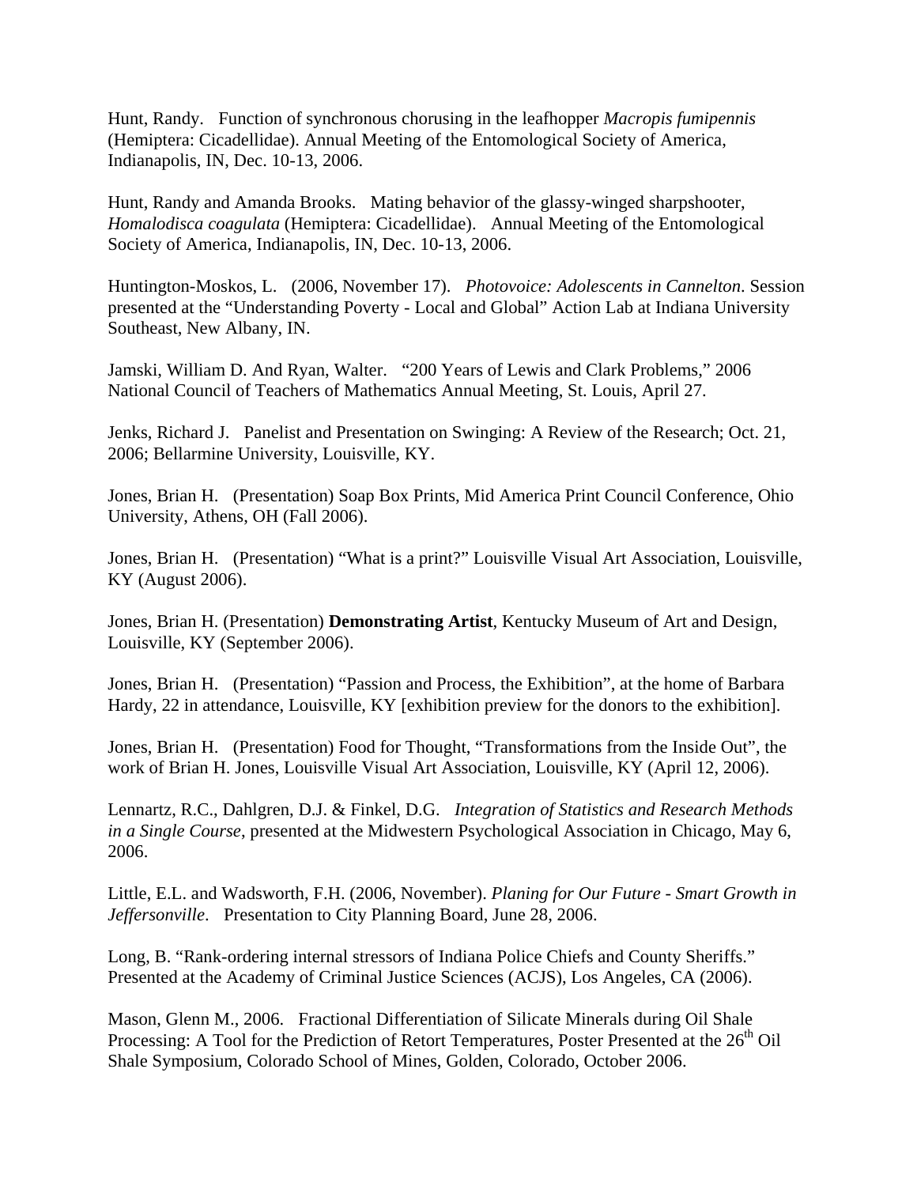Hunt, Randy. Function of synchronous chorusing in the leafhopper *Macropis fumipennis* (Hemiptera: Cicadellidae). Annual Meeting of the Entomological Society of America, Indianapolis, IN, Dec. 10-13, 2006.

Hunt, Randy and Amanda Brooks. Mating behavior of the glassy-winged sharpshooter, *Homalodisca coagulata* (Hemiptera: Cicadellidae). Annual Meeting of the Entomological Society of America, Indianapolis, IN, Dec. 10-13, 2006.

Huntington-Moskos, L. (2006, November 17). *Photovoice: Adolescents in Cannelton*. Session presented at the "Understanding Poverty - Local and Global" Action Lab at Indiana University Southeast, New Albany, IN.

Jamski, William D. And Ryan, Walter. "200 Years of Lewis and Clark Problems," 2006 National Council of Teachers of Mathematics Annual Meeting, St. Louis, April 27.

Jenks, Richard J. Panelist and Presentation on Swinging: A Review of the Research; Oct. 21, 2006; Bellarmine University, Louisville, KY.

Jones, Brian H. (Presentation) Soap Box Prints, Mid America Print Council Conference, Ohio University, Athens, OH (Fall 2006).

Jones, Brian H. (Presentation) "What is a print?" Louisville Visual Art Association, Louisville, KY (August 2006).

Jones, Brian H. (Presentation) **Demonstrating Artist**, Kentucky Museum of Art and Design, Louisville, KY (September 2006).

Jones, Brian H. (Presentation) "Passion and Process, the Exhibition", at the home of Barbara Hardy, 22 in attendance, Louisville, KY [exhibition preview for the donors to the exhibition].

Jones, Brian H. (Presentation) Food for Thought, "Transformations from the Inside Out", the work of Brian H. Jones, Louisville Visual Art Association, Louisville, KY (April 12, 2006).

Lennartz, R.C., Dahlgren, D.J. & Finkel, D.G. *Integration of Statistics and Research Methods in a Single Course*, presented at the Midwestern Psychological Association in Chicago, May 6, 2006.

Little, E.L. and Wadsworth, F.H. (2006, November). *Planing for Our Future - Smart Growth in Jeffersonville*. Presentation to City Planning Board, June 28, 2006.

Long, B. "Rank-ordering internal stressors of Indiana Police Chiefs and County Sheriffs." Presented at the Academy of Criminal Justice Sciences (ACJS), Los Angeles, CA (2006).

Mason, Glenn M., 2006. Fractional Differentiation of Silicate Minerals during Oil Shale Processing: A Tool for the Prediction of Retort Temperatures, Poster Presented at the 26th Oil Shale Symposium, Colorado School of Mines, Golden, Colorado, October 2006.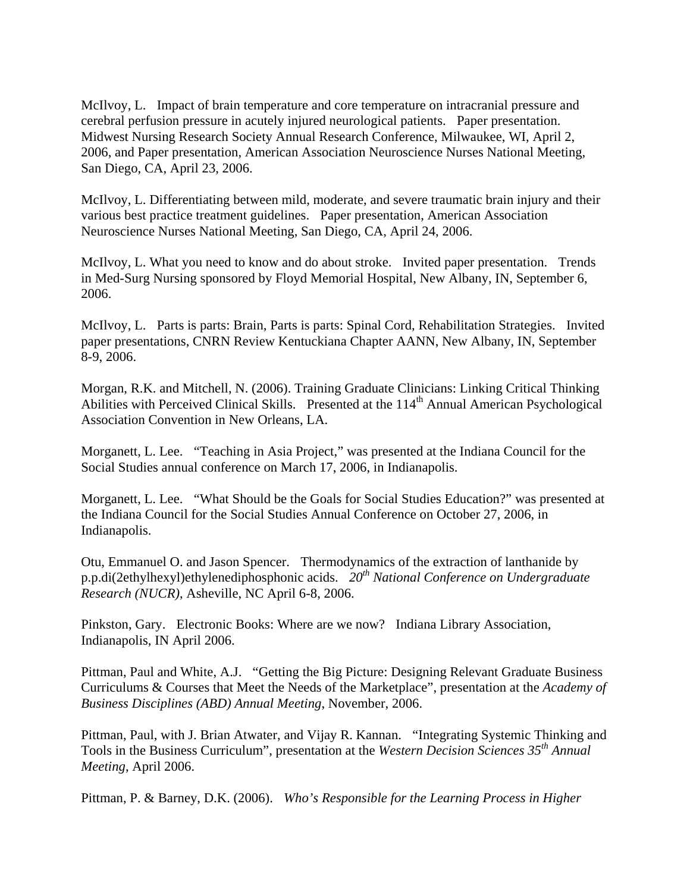McIlvoy, L. Impact of brain temperature and core temperature on intracranial pressure and cerebral perfusion pressure in acutely injured neurological patients. Paper presentation. Midwest Nursing Research Society Annual Research Conference, Milwaukee, WI, April 2, 2006, and Paper presentation, American Association Neuroscience Nurses National Meeting, San Diego, CA, April 23, 2006.

McIlvoy, L. Differentiating between mild, moderate, and severe traumatic brain injury and their various best practice treatment guidelines. Paper presentation, American Association Neuroscience Nurses National Meeting, San Diego, CA, April 24, 2006.

McIlvoy, L. What you need to know and do about stroke. Invited paper presentation. Trends in Med-Surg Nursing sponsored by Floyd Memorial Hospital, New Albany, IN, September 6, 2006.

McIlvoy, L. Parts is parts: Brain, Parts is parts: Spinal Cord, Rehabilitation Strategies. Invited paper presentations, CNRN Review Kentuckiana Chapter AANN, New Albany, IN, September 8-9, 2006.

Morgan, R.K. and Mitchell, N. (2006). Training Graduate Clinicians: Linking Critical Thinking Abilities with Perceived Clinical Skills. Presented at the 114th Annual American Psychological Association Convention in New Orleans, LA.

Morganett, L. Lee. "Teaching in Asia Project," was presented at the Indiana Council for the Social Studies annual conference on March 17, 2006, in Indianapolis.

Morganett, L. Lee. "What Should be the Goals for Social Studies Education?" was presented at the Indiana Council for the Social Studies Annual Conference on October 27, 2006, in Indianapolis.

Otu, Emmanuel O. and Jason Spencer. Thermodynamics of the extraction of lanthanide by p.p.di(2ethylhexyl)ethylenediphosphonic acids. *20th National Conference on Undergraduate Research (NUCR)*, Asheville, NC April 6-8, 2006.

Pinkston, Gary. Electronic Books: Where are we now? Indiana Library Association, Indianapolis, IN April 2006.

Pittman, Paul and White, A.J. "Getting the Big Picture: Designing Relevant Graduate Business Curriculums & Courses that Meet the Needs of the Marketplace", presentation at the *Academy of Business Disciplines (ABD) Annual Meeting*, November, 2006.

Pittman, Paul, with J. Brian Atwater, and Vijay R. Kannan. "Integrating Systemic Thinking and Tools in the Business Curriculum", presentation at the *Western Decision Sciences 35th Annual Meeting*, April 2006.

Pittman, P. & Barney, D.K. (2006). *Who's Responsible for the Learning Process in Higher*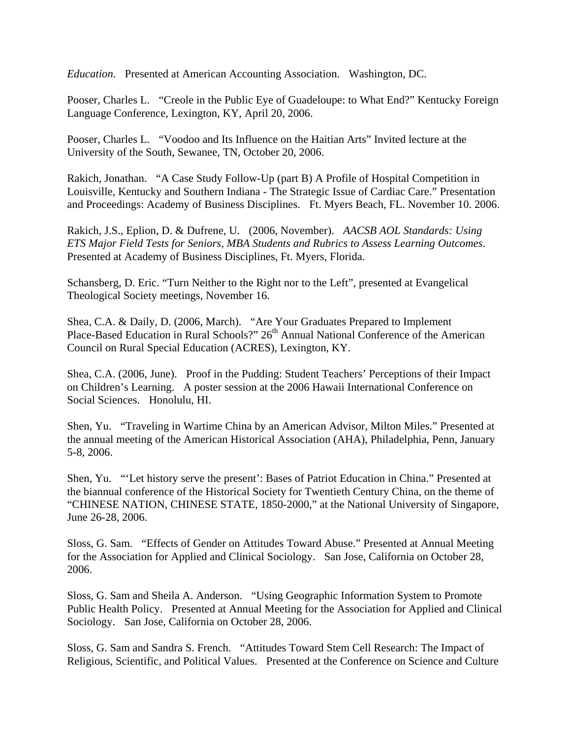*Education*. Presented at American Accounting Association. Washington, DC.

Pooser, Charles L. "Creole in the Public Eye of Guadeloupe: to What End?" Kentucky Foreign Language Conference, Lexington, KY, April 20, 2006.

Pooser, Charles L. "Voodoo and Its Influence on the Haitian Arts" Invited lecture at the University of the South, Sewanee, TN, October 20, 2006.

Rakich, Jonathan. "A Case Study Follow-Up (part B) A Profile of Hospital Competition in Louisville, Kentucky and Southern Indiana - The Strategic Issue of Cardiac Care." Presentation and Proceedings: Academy of Business Disciplines. Ft. Myers Beach, FL. November 10. 2006.

Rakich, J.S., Eplion, D. & Dufrene, U. (2006, November). *AACSB AOL Standards: Using ETS Major Field Tests for Seniors, MBA Students and Rubrics to Assess Learning Outcomes*. Presented at Academy of Business Disciplines, Ft. Myers, Florida.

Schansberg, D. Eric. "Turn Neither to the Right nor to the Left", presented at Evangelical Theological Society meetings, November 16.

Shea, C.A. & Daily, D. (2006, March). "Are Your Graduates Prepared to Implement Place-Based Education in Rural Schools?" 26th Annual National Conference of the American Council on Rural Special Education (ACRES), Lexington, KY.

Shea, C.A. (2006, June). Proof in the Pudding: Student Teachers' Perceptions of their Impact on Children's Learning. A poster session at the 2006 Hawaii International Conference on Social Sciences. Honolulu, HI.

Shen, Yu. "Traveling in Wartime China by an American Advisor, Milton Miles." Presented at the annual meeting of the American Historical Association (AHA), Philadelphia, Penn, January 5-8, 2006.

Shen, Yu. "'Let history serve the present': Bases of Patriot Education in China." Presented at the biannual conference of the Historical Society for Twentieth Century China, on the theme of "CHINESE NATION, CHINESE STATE, 1850-2000," at the National University of Singapore, June 26-28, 2006.

Sloss, G. Sam. "Effects of Gender on Attitudes Toward Abuse." Presented at Annual Meeting for the Association for Applied and Clinical Sociology. San Jose, California on October 28, 2006.

Sloss, G. Sam and Sheila A. Anderson. "Using Geographic Information System to Promote Public Health Policy. Presented at Annual Meeting for the Association for Applied and Clinical Sociology. San Jose, California on October 28, 2006.

Sloss, G. Sam and Sandra S. French. "Attitudes Toward Stem Cell Research: The Impact of Religious, Scientific, and Political Values. Presented at the Conference on Science and Culture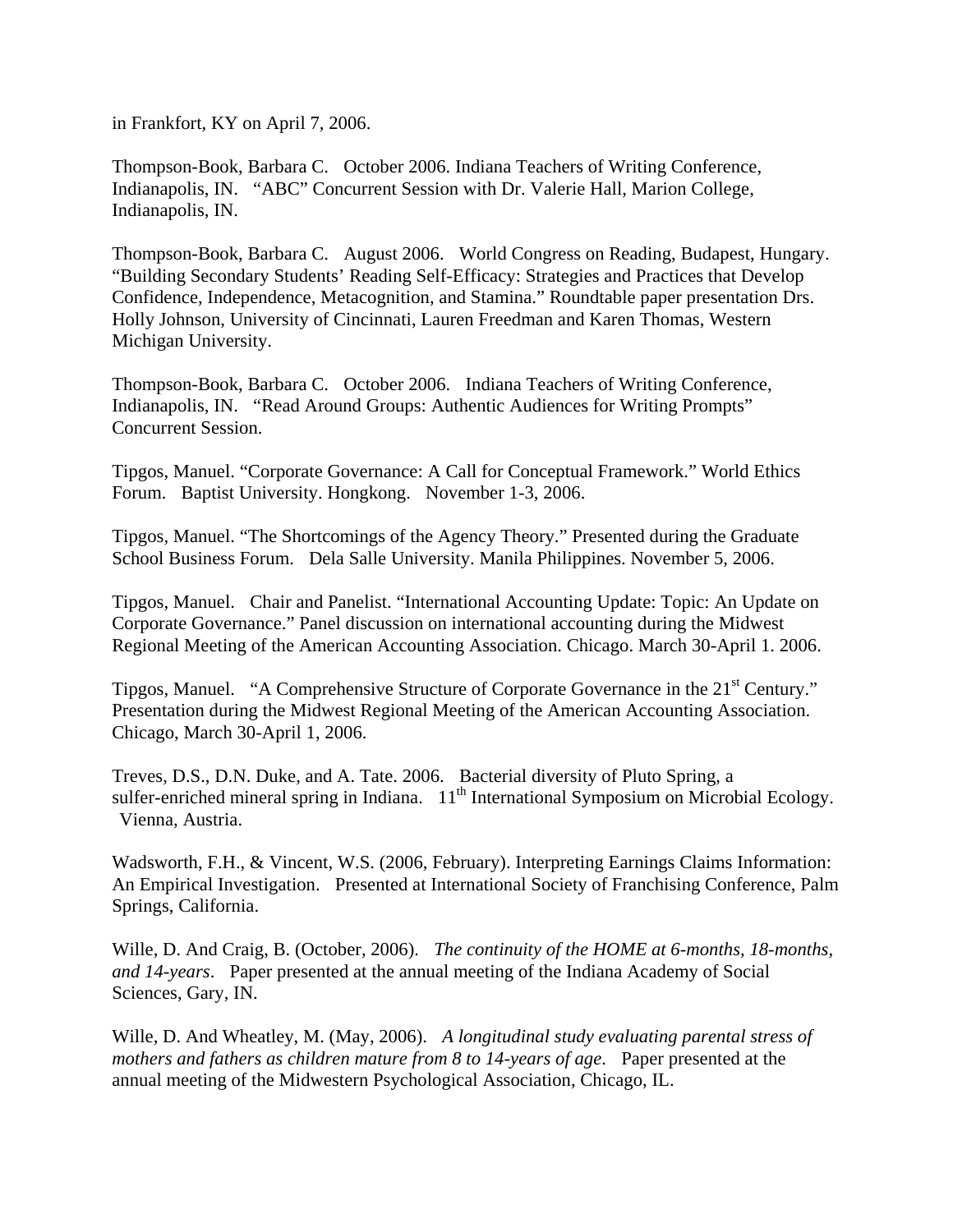in Frankfort, KY on April 7, 2006.

Thompson-Book, Barbara C. October 2006. Indiana Teachers of Writing Conference, Indianapolis, IN. "ABC" Concurrent Session with Dr. Valerie Hall, Marion College, Indianapolis, IN.

Thompson-Book, Barbara C. August 2006. World Congress on Reading, Budapest, Hungary. "Building Secondary Students' Reading Self-Efficacy: Strategies and Practices that Develop Confidence, Independence, Metacognition, and Stamina." Roundtable paper presentation Drs. Holly Johnson, University of Cincinnati, Lauren Freedman and Karen Thomas, Western Michigan University.

Thompson-Book, Barbara C. October 2006. Indiana Teachers of Writing Conference, Indianapolis, IN. "Read Around Groups: Authentic Audiences for Writing Prompts" Concurrent Session.

Tipgos, Manuel. "Corporate Governance: A Call for Conceptual Framework." World Ethics Forum. Baptist University. Hongkong. November 1-3, 2006.

Tipgos, Manuel. "The Shortcomings of the Agency Theory." Presented during the Graduate School Business Forum. Dela Salle University. Manila Philippines. November 5, 2006.

Tipgos, Manuel. Chair and Panelist. "International Accounting Update: Topic: An Update on Corporate Governance." Panel discussion on international accounting during the Midwest Regional Meeting of the American Accounting Association. Chicago. March 30-April 1. 2006.

Tipgos, Manuel. "A Comprehensive Structure of Corporate Governance in the 21st Century." Presentation during the Midwest Regional Meeting of the American Accounting Association. Chicago, March 30-April 1, 2006.

Treves, D.S., D.N. Duke, and A. Tate. 2006. Bacterial diversity of Pluto Spring, a sulfer-enriched mineral spring in Indiana. 11th International Symposium on Microbial Ecology. Vienna, Austria.

Wadsworth, F.H., & Vincent, W.S. (2006, February). Interpreting Earnings Claims Information: An Empirical Investigation. Presented at International Society of Franchising Conference, Palm Springs, California.

Wille, D. And Craig, B. (October, 2006). *The continuity of the HOME at 6-months, 18-months, and 14-years*. Paper presented at the annual meeting of the Indiana Academy of Social Sciences, Gary, IN.

Wille, D. And Wheatley, M. (May, 2006). *A longitudinal study evaluating parental stress of mothers and fathers as children mature from 8 to 14-years of age*. Paper presented at the annual meeting of the Midwestern Psychological Association, Chicago, IL.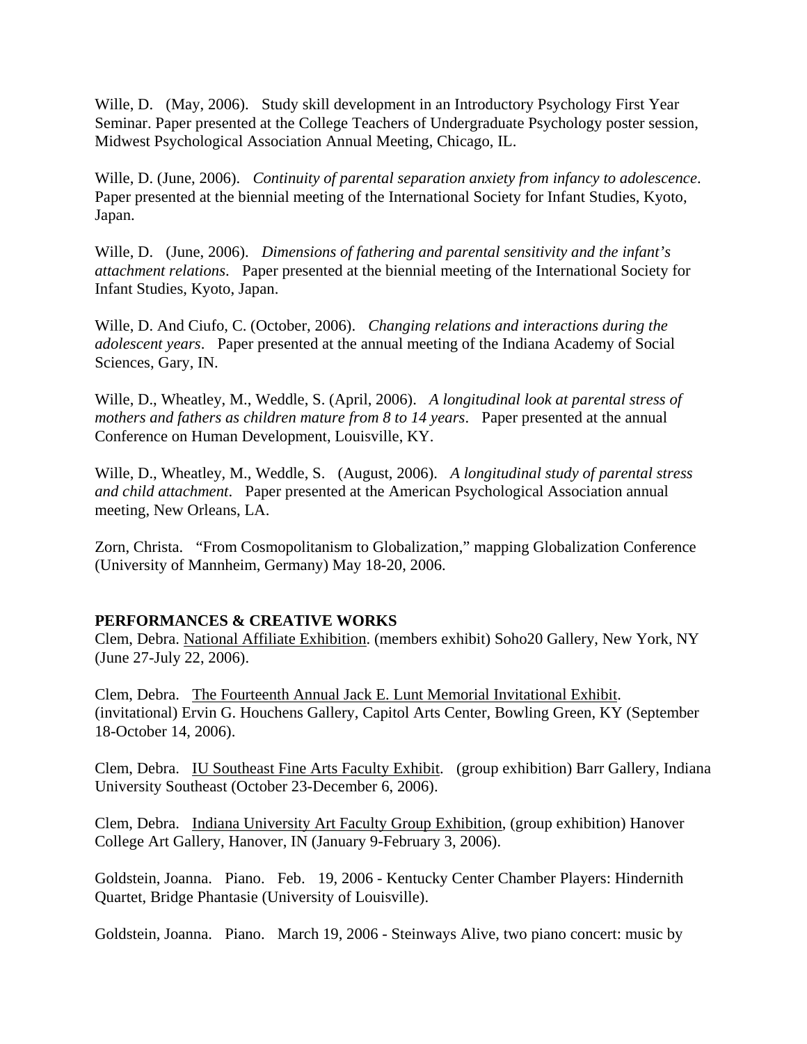Wille, D. (May, 2006). Study skill development in an Introductory Psychology First Year Seminar. Paper presented at the College Teachers of Undergraduate Psychology poster session, Midwest Psychological Association Annual Meeting, Chicago, IL.

Wille, D. (June, 2006). *Continuity of parental separation anxiety from infancy to adolescence*. Paper presented at the biennial meeting of the International Society for Infant Studies, Kyoto, Japan.

Wille, D. (June, 2006). *Dimensions of fathering and parental sensitivity and the infant's attachment relations*. Paper presented at the biennial meeting of the International Society for Infant Studies, Kyoto, Japan.

Wille, D. And Ciufo, C. (October, 2006). *Changing relations and interactions during the adolescent years*. Paper presented at the annual meeting of the Indiana Academy of Social Sciences, Gary, IN.

Wille, D., Wheatley, M., Weddle, S. (April, 2006). *A longitudinal look at parental stress of mothers and fathers as children mature from 8 to 14 years*. Paper presented at the annual Conference on Human Development, Louisville, KY.

Wille, D., Wheatley, M., Weddle, S. (August, 2006). *A longitudinal study of parental stress and child attachment*. Paper presented at the American Psychological Association annual meeting, New Orleans, LA.

Zorn, Christa. "From Cosmopolitanism to Globalization," mapping Globalization Conference (University of Mannheim, Germany) May 18-20, 2006.

**PERFORMANCES & CREATIVE WORKS**

Clem, Debra. <u>National Affiliate Exhibition</u>. (members exhibit) Soho20 Gallery, New York, NY (June 27-July 22, 2006).

Clem, Debra. <u>The Fourteenth Annual Jack E. Lunt Memorial Invitational Exhibit</u>. (invitational) Ervin G. Houchens Gallery, Capitol Arts Center, Bowling Green, KY (September 18-October 14, 2006).

Clem, Debra. <u>IU Southeast Fine Arts Faculty Exhibit</u>. (group exhibition) Barr Gallery, Indiana University Southeast (October 23-December 6, 2006).

Clem, Debra. <u>Indiana University Art Faculty Group Exhibition</u>, (group exhibition) Hanover College Art Gallery, Hanover, IN (January 9-February 3, 2006).

Goldstein, Joanna. Piano. Feb. 19, 2006 - Kentucky Center Chamber Players: Hindernith Quartet, Bridge Phantasie (University of Louisville).

Goldstein, Joanna. Piano. March 19, 2006 - Steinways Alive, two piano concert: music by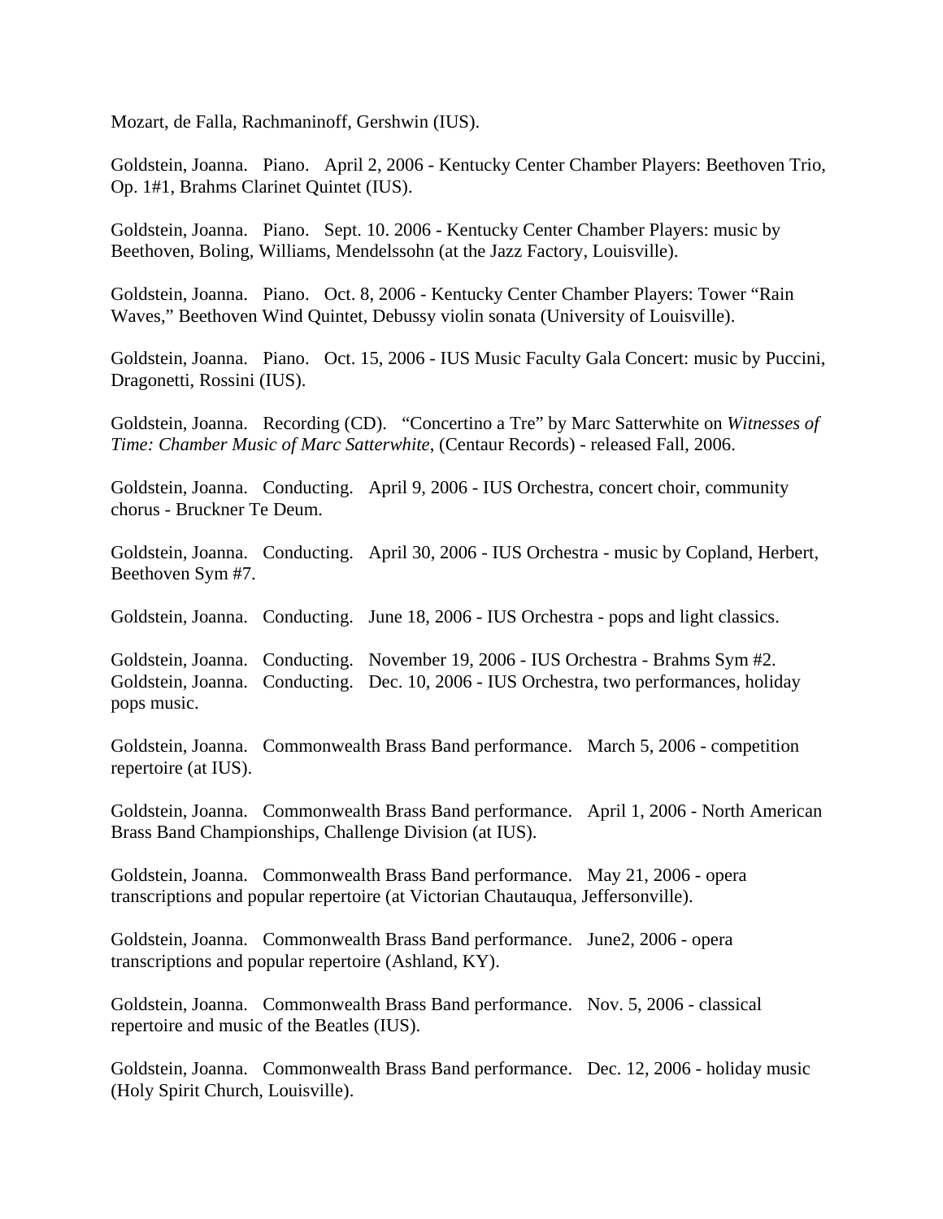Mozart, de Falla, Rachmaninoff, Gershwin (IUS).

Goldstein, Joanna. Piano. April 2, 2006 - Kentucky Center Chamber Players: Beethoven Trio, Op. 1#1, Brahms Clarinet Quintet (IUS).

Goldstein, Joanna. Piano. Sept. 10. 2006 - Kentucky Center Chamber Players: music by Beethoven, Boling, Williams, Mendelssohn (at the Jazz Factory, Louisville).

Goldstein, Joanna. Piano. Oct. 8, 2006 - Kentucky Center Chamber Players: Tower "Rain Waves," Beethoven Wind Quintet, Debussy violin sonata (University of Louisville).

Goldstein, Joanna. Piano. Oct. 15, 2006 - IUS Music Faculty Gala Concert: music by Puccini, Dragonetti, Rossini (IUS).

Goldstein, Joanna. Recording (CD). "Concertino a Tre" by Marc Satterwhite on *Witnesses of Time: Chamber Music of Marc Satterwhite*, (Centaur Records) - released Fall, 2006.

Goldstein, Joanna. Conducting. April 9, 2006 - IUS Orchestra, concert choir, community chorus - Bruckner Te Deum.

Goldstein, Joanna. Conducting. April 30, 2006 - IUS Orchestra - music by Copland, Herbert, Beethoven Sym #7.

Goldstein, Joanna. Conducting. June 18, 2006 - IUS Orchestra - pops and light classics.

Goldstein, Joanna. Conducting. November 19, 2006 - IUS Orchestra - Brahms Sym #2.
Goldstein, Joanna. Conducting. Dec. 10, 2006 - IUS Orchestra, two performances, holiday pops music.

Goldstein, Joanna. Commonwealth Brass Band performance. March 5, 2006 - competition repertoire (at IUS).

Goldstein, Joanna. Commonwealth Brass Band performance. April 1, 2006 - North American Brass Band Championships, Challenge Division (at IUS).

Goldstein, Joanna. Commonwealth Brass Band performance. May 21, 2006 - opera transcriptions and popular repertoire (at Victorian Chautauqua, Jeffersonville).

Goldstein, Joanna. Commonwealth Brass Band performance. June2, 2006 - opera transcriptions and popular repertoire (Ashland, KY).

Goldstein, Joanna. Commonwealth Brass Band performance. Nov. 5, 2006 - classical repertoire and music of the Beatles (IUS).

Goldstein, Joanna. Commonwealth Brass Band performance. Dec. 12, 2006 - holiday music (Holy Spirit Church, Louisville).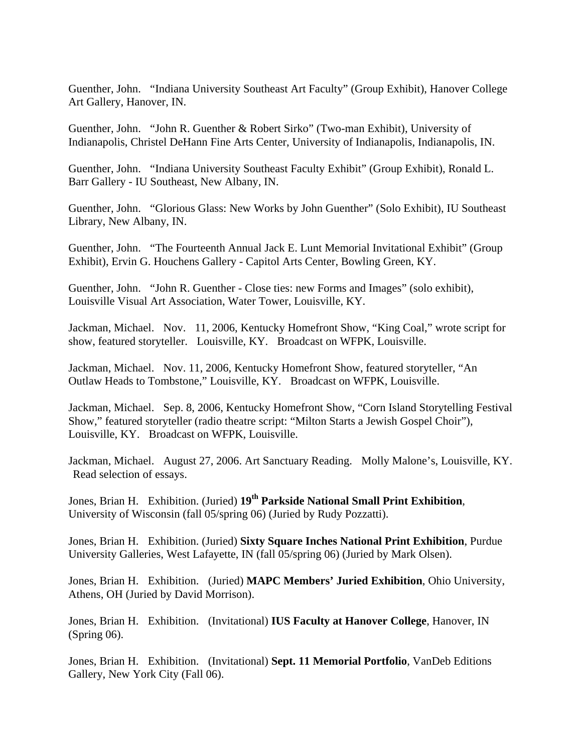Guenther, John. "Indiana University Southeast Art Faculty" (Group Exhibit), Hanover College Art Gallery, Hanover, IN.

Guenther, John. "John R. Guenther & Robert Sirko" (Two-man Exhibit), University of Indianapolis, Christel DeHann Fine Arts Center, University of Indianapolis, Indianapolis, IN.

Guenther, John. "Indiana University Southeast Faculty Exhibit" (Group Exhibit), Ronald L. Barr Gallery - IU Southeast, New Albany, IN.

Guenther, John. "Glorious Glass: New Works by John Guenther" (Solo Exhibit), IU Southeast Library, New Albany, IN.

Guenther, John. "The Fourteenth Annual Jack E. Lunt Memorial Invitational Exhibit" (Group Exhibit), Ervin G. Houchens Gallery - Capitol Arts Center, Bowling Green, KY.

Guenther, John. "John R. Guenther - Close ties: new Forms and Images" (solo exhibit), Louisville Visual Art Association, Water Tower, Louisville, KY.

Jackman, Michael. Nov. 11, 2006, Kentucky Homefront Show, "King Coal," wrote script for show, featured storyteller. Louisville, KY. Broadcast on WFPK, Louisville.

Jackman, Michael. Nov. 11, 2006, Kentucky Homefront Show, featured storyteller, "An Outlaw Heads to Tombstone," Louisville, KY. Broadcast on WFPK, Louisville.

Jackman, Michael. Sep. 8, 2006, Kentucky Homefront Show, "Corn Island Storytelling Festival Show," featured storyteller (radio theatre script: "Milton Starts a Jewish Gospel Choir"), Louisville, KY. Broadcast on WFPK, Louisville.

Jackman, Michael. August 27, 2006. Art Sanctuary Reading. Molly Malone's, Louisville, KY. Read selection of essays.

Jones, Brian H. Exhibition. (Juried) **19th Parkside National Small Print Exhibition**, University of Wisconsin (fall 05/spring 06) (Juried by Rudy Pozzatti).

Jones, Brian H. Exhibition. (Juried) **Sixty Square Inches National Print Exhibition**, Purdue University Galleries, West Lafayette, IN (fall 05/spring 06) (Juried by Mark Olsen).

Jones, Brian H. Exhibition. (Juried) **MAPC Members' Juried Exhibition**, Ohio University, Athens, OH (Juried by David Morrison).

Jones, Brian H. Exhibition. (Invitational) **IUS Faculty at Hanover College**, Hanover, IN (Spring 06).

Jones, Brian H. Exhibition. (Invitational) **Sept. 11 Memorial Portfolio**, VanDeb Editions Gallery, New York City (Fall 06).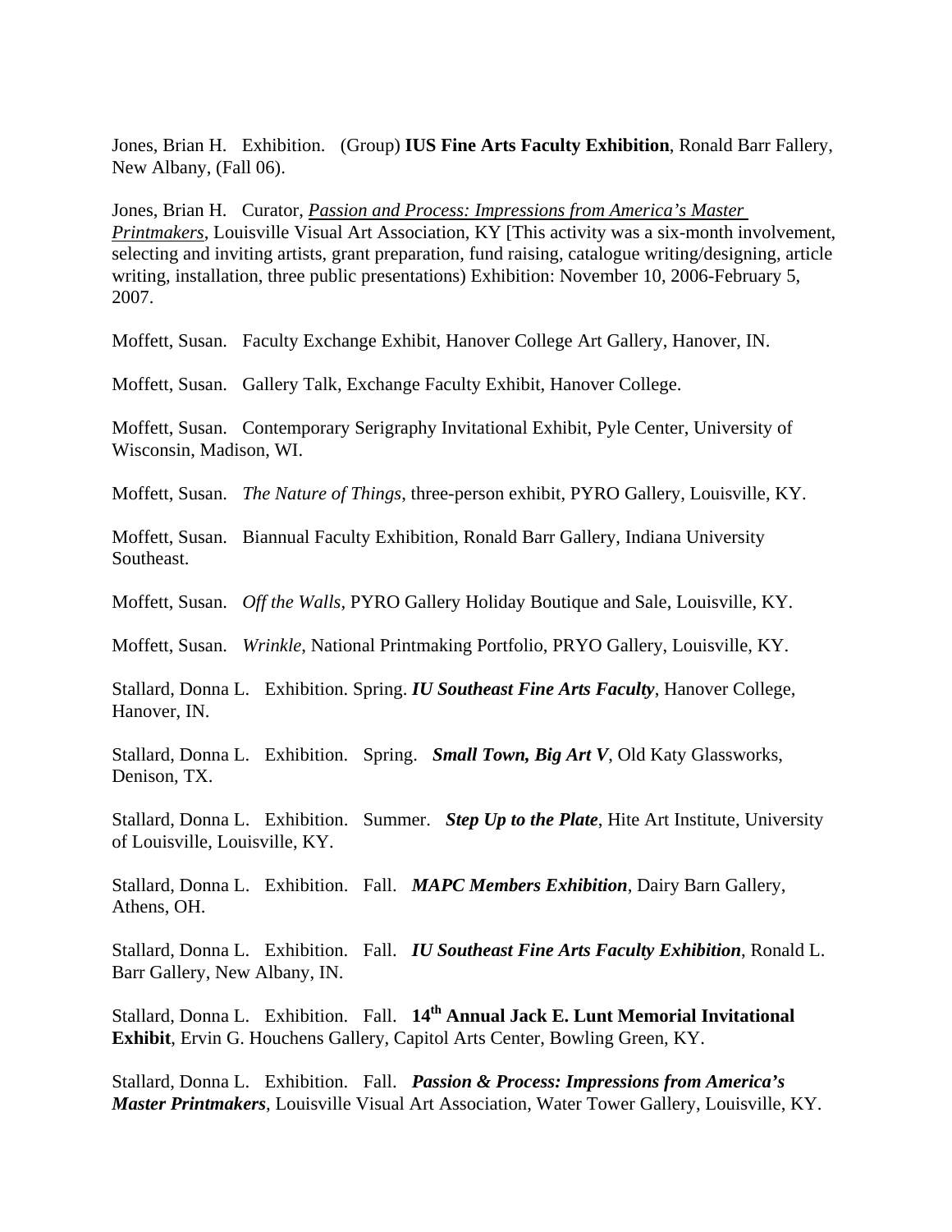Jones, Brian H. Exhibition. (Group) **IUS Fine Arts Faculty Exhibition**, Ronald Barr Fallery, New Albany, (Fall 06).

Jones, Brian H. Curator, <u>*Passion and Process: Impressions from America's Master Printmakers*</u>, Louisville Visual Art Association, KY [This activity was a six-month involvement, selecting and inviting artists, grant preparation, fund raising, catalogue writing/designing, article writing, installation, three public presentations) Exhibition: November 10, 2006-February 5, 2007.

Moffett, Susan. Faculty Exchange Exhibit, Hanover College Art Gallery, Hanover, IN.

Moffett, Susan. Gallery Talk, Exchange Faculty Exhibit, Hanover College.

Moffett, Susan. Contemporary Serigraphy Invitational Exhibit, Pyle Center, University of Wisconsin, Madison, WI.

Moffett, Susan. *The Nature of Things*, three-person exhibit, PYRO Gallery, Louisville, KY.

Moffett, Susan. Biannual Faculty Exhibition, Ronald Barr Gallery, Indiana University Southeast.

Moffett, Susan. *Off the Walls*, PYRO Gallery Holiday Boutique and Sale, Louisville, KY.

Moffett, Susan. *Wrinkle*, National Printmaking Portfolio, PRYO Gallery, Louisville, KY.

Stallard, Donna L. Exhibition. Spring. ***IU Southeast Fine Arts Faculty***, Hanover College, Hanover, IN.

Stallard, Donna L. Exhibition. Spring. ***Small Town, Big Art V***, Old Katy Glassworks, Denison, TX.

Stallard, Donna L. Exhibition. Summer. ***Step Up to the Plate***, Hite Art Institute, University of Louisville, Louisville, KY.

Stallard, Donna L. Exhibition. Fall. ***MAPC Members Exhibition***, Dairy Barn Gallery, Athens, OH.

Stallard, Donna L. Exhibition. Fall. ***IU Southeast Fine Arts Faculty Exhibition***, Ronald L. Barr Gallery, New Albany, IN.

Stallard, Donna L. Exhibition. Fall. **14th Annual Jack E. Lunt Memorial Invitational Exhibit**, Ervin G. Houchens Gallery, Capitol Arts Center, Bowling Green, KY.

Stallard, Donna L. Exhibition. Fall. ***Passion & Process: Impressions from America's Master Printmakers***, Louisville Visual Art Association, Water Tower Gallery, Louisville, KY.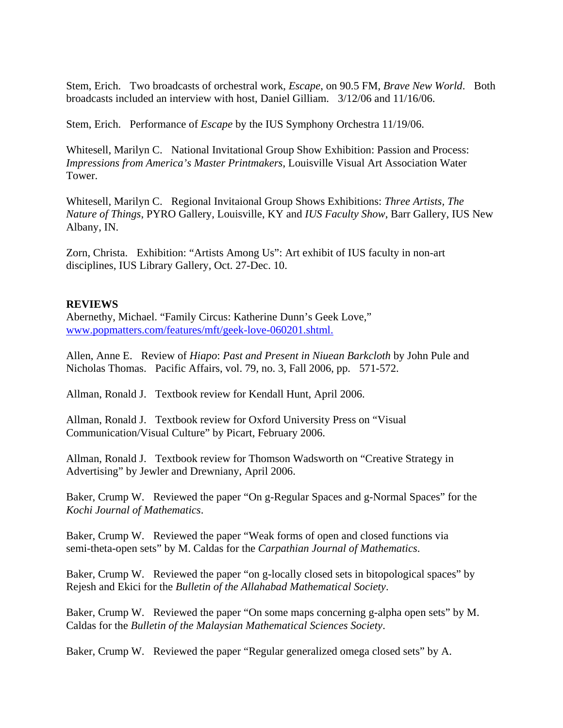Stem, Erich.   Two broadcasts of orchestral work, *Escape*, on 90.5 FM, *Brave New World*.   Both broadcasts included an interview with host, Daniel Gilliam.   3/12/06 and 11/16/06.

Stem, Erich.   Performance of *Escape* by the IUS Symphony Orchestra 11/19/06.

Whitesell, Marilyn C.   National Invitational Group Show Exhibition: Passion and Process: *Impressions from America's Master Printmakers*, Louisville Visual Art Association Water Tower.

Whitesell, Marilyn C.   Regional Invitaional Group Shows Exhibitions: *Three Artists, The Nature of Things,* PYRO Gallery, Louisville, KY and *IUS Faculty Show*, Barr Gallery, IUS New Albany, IN.

Zorn, Christa.   Exhibition: "Artists Among Us": Art exhibit of IUS faculty in non-art disciplines, IUS Library Gallery, Oct. 27-Dec. 10.

**REVIEWS**

Abernethy, Michael. "Family Circus: Katherine Dunn's Geek Love," [www.popmatters.com/features/mft/geek-love-060201.shtml.](www.popmatters.com/features/mft/geek-love-060201.shtml)

Allen, Anne E.   Review of *Hiapo*: *Past and Present in Niuean Barkcloth* by John Pule and Nicholas Thomas.   Pacific Affairs, vol. 79, no. 3, Fall 2006, pp.   571-572.

Allman, Ronald J.   Textbook review for Kendall Hunt, April 2006.

Allman, Ronald J.   Textbook review for Oxford University Press on "Visual Communication/Visual Culture" by Picart, February 2006.

Allman, Ronald J.   Textbook review for Thomson Wadsworth on "Creative Strategy in Advertising" by Jewler and Drewniany, April 2006.

Baker, Crump W.   Reviewed the paper "On g-Regular Spaces and g-Normal Spaces" for the *Kochi Journal of Mathematics*.

Baker, Crump W.   Reviewed the paper "Weak forms of open and closed functions via semi-theta-open sets" by M. Caldas for the *Carpathian Journal of Mathematics*.

Baker, Crump W.   Reviewed the paper "on g-locally closed sets in bitopological spaces" by Rejesh and Ekici for the *Bulletin of the Allahabad Mathematical Society*.

Baker, Crump W.   Reviewed the paper "On some maps concerning g-alpha open sets" by M. Caldas for the *Bulletin of the Malaysian Mathematical Sciences Society*.

Baker, Crump W.   Reviewed the paper "Regular generalized omega closed sets" by A.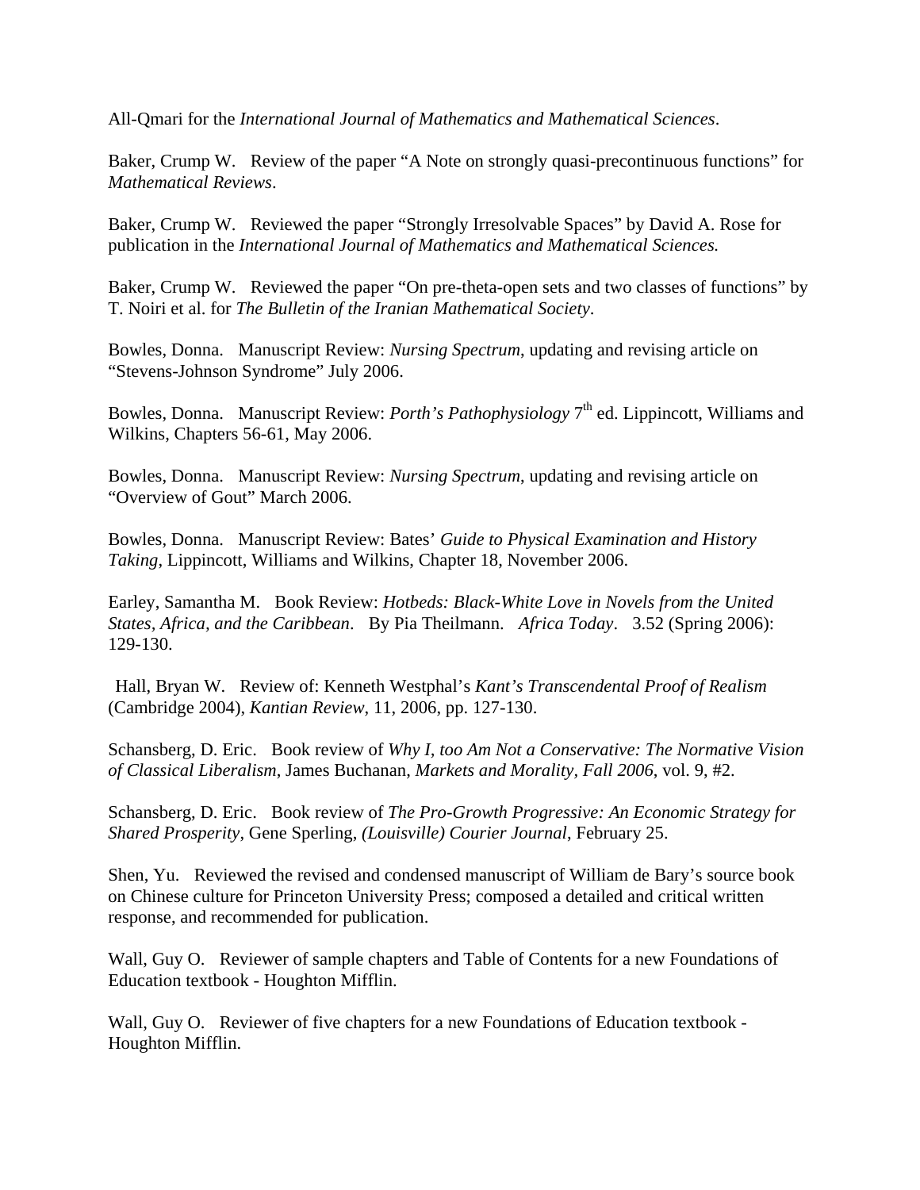All-Qmari for the *International Journal of Mathematics and Mathematical Sciences*.

Baker, Crump W. Review of the paper "A Note on strongly quasi-precontinuous functions" for *Mathematical Reviews*.

Baker, Crump W. Reviewed the paper "Strongly Irresolvable Spaces" by David A. Rose for publication in the *International Journal of Mathematics and Mathematical Sciences.*

Baker, Crump W. Reviewed the paper "On pre-theta-open sets and two classes of functions" by T. Noiri et al. for *The Bulletin of the Iranian Mathematical Society*.

Bowles, Donna. Manuscript Review: *Nursing Spectrum*, updating and revising article on "Stevens-Johnson Syndrome" July 2006.

Bowles, Donna. Manuscript Review: *Porth's Pathophysiology* 7th ed. Lippincott, Williams and Wilkins, Chapters 56-61, May 2006.

Bowles, Donna. Manuscript Review: *Nursing Spectrum*, updating and revising article on "Overview of Gout" March 2006.

Bowles, Donna. Manuscript Review: Bates' *Guide to Physical Examination and History Taking*, Lippincott, Williams and Wilkins, Chapter 18, November 2006.

Earley, Samantha M. Book Review: *Hotbeds: Black-White Love in Novels from the United States, Africa, and the Caribbean*. By Pia Theilmann. *Africa Today*. 3.52 (Spring 2006): 129-130.

Hall, Bryan W. Review of: Kenneth Westphal's *Kant's Transcendental Proof of Realism* (Cambridge 2004), *Kantian Review*, 11, 2006, pp. 127-130.

Schansberg, D. Eric. Book review of *Why I, too Am Not a Conservative: The Normative Vision of Classical Liberalism*, James Buchanan, *Markets and Morality*, *Fall 2006*, vol. 9, #2.

Schansberg, D. Eric. Book review of *The Pro-Growth Progressive: An Economic Strategy for Shared Prosperity*, Gene Sperling, *(Louisville) Courier Journal*, February 25.

Shen, Yu. Reviewed the revised and condensed manuscript of William de Bary's source book on Chinese culture for Princeton University Press; composed a detailed and critical written response, and recommended for publication.

Wall, Guy O. Reviewer of sample chapters and Table of Contents for a new Foundations of Education textbook - Houghton Mifflin.

Wall, Guy O. Reviewer of five chapters for a new Foundations of Education textbook - Houghton Mifflin.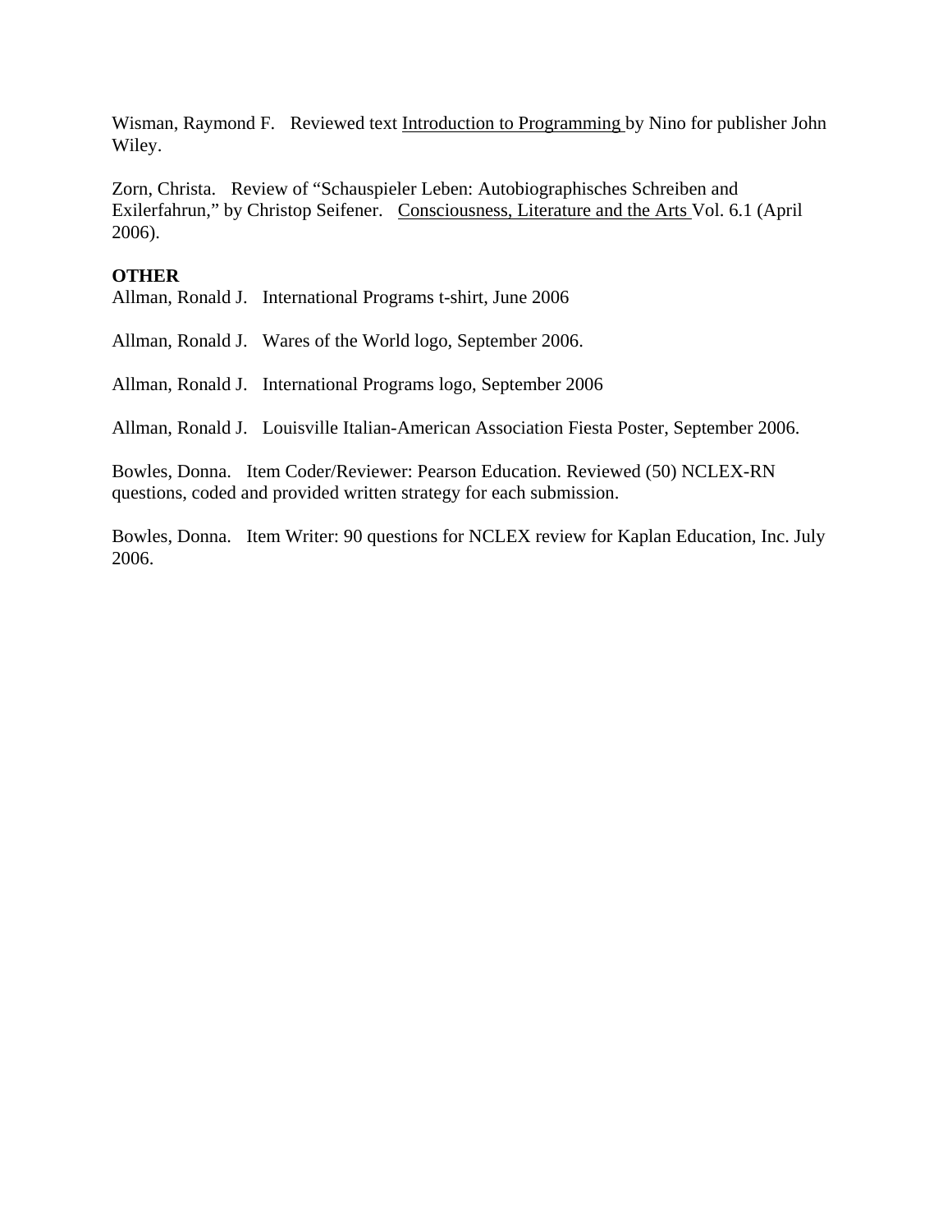Wisman, Raymond F. Reviewed text Introduction to Programming by Nino for publisher John Wiley.

Zorn, Christa. Review of “Schauspieler Leben: Autobiographisches Schreiben and Exilerfahrun,” by Christop Seifener. Consciousness, Literature and the Arts Vol. 6.1 (April 2006).

**OTHER**

Allman, Ronald J. International Programs t-shirt, June 2006

Allman, Ronald J. Wares of the World logo, September 2006.

Allman, Ronald J. International Programs logo, September 2006

Allman, Ronald J. Louisville Italian-American Association Fiesta Poster, September 2006.

Bowles, Donna. Item Coder/Reviewer: Pearson Education. Reviewed (50) NCLEX-RN questions, coded and provided written strategy for each submission.

Bowles, Donna. Item Writer: 90 questions for NCLEX review for Kaplan Education, Inc. July 2006.